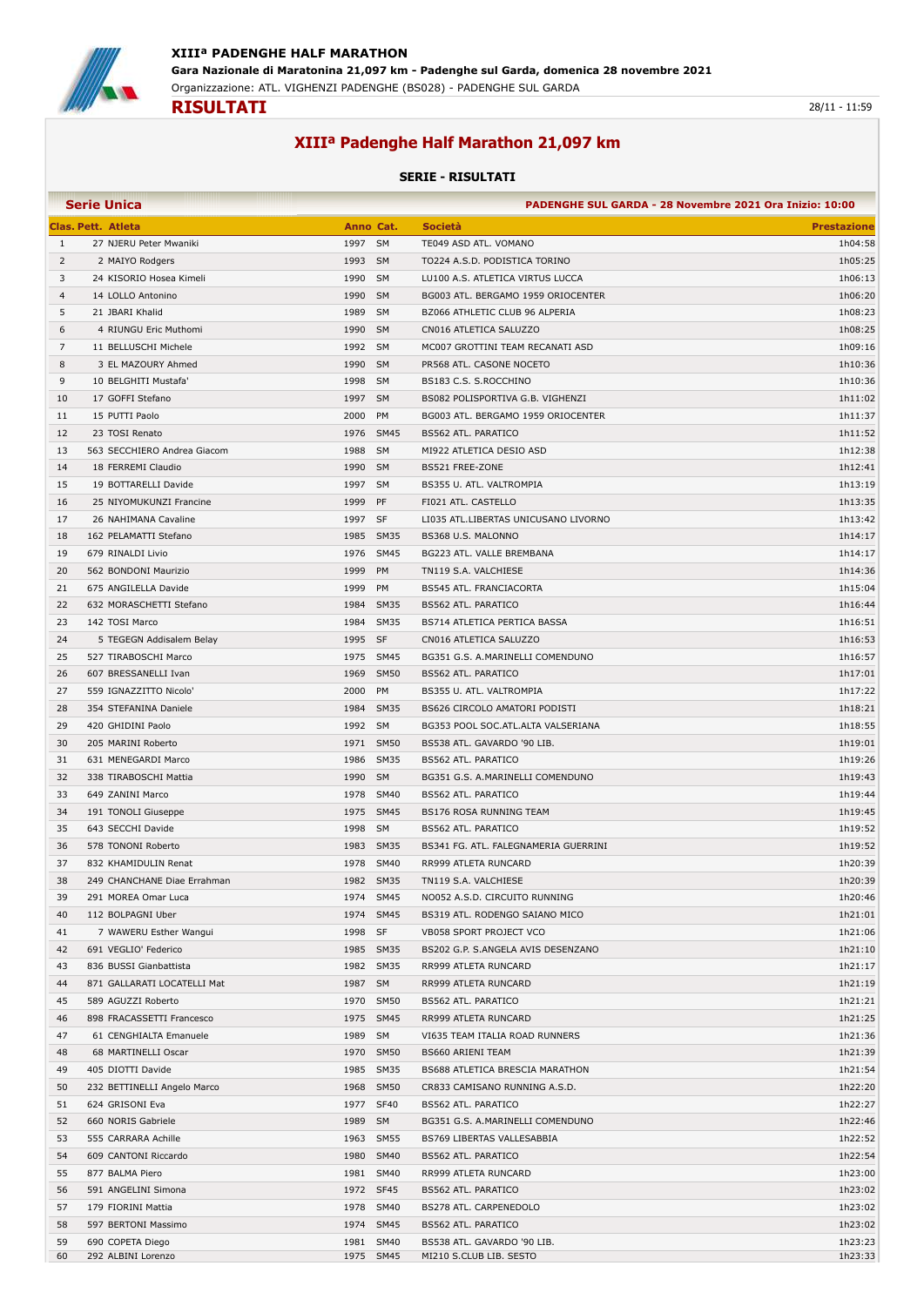**XIIIª PADENGHE HALF MARATHON**

**Gara Nazionale di Maratonina 21,097 km - Padenghe sul Garda, domenica 28 novembre 2021**

Organizzazione: ATL. VIGHENZI PADENGHE (BS028) - PADENGHE SUL GARDA

**RISULTATI**

28/11 - 11:59

# XIIIª Padenghe Half Marathon 21,097 km

## SERIE - RISULTATI

**Serie Unica** — PADENGHE SUL GARDA - 28 Novembre 2021 Ora Inizio: 10:00

| Clas. | Pett. | Atleta | Anno | Cat. | Società | Prestazione |
|---|---|---|---|---|---|---|
| 1 | 27 | NJERU Peter Mwaniki | 1997 | SM | TE049 ASD ATL. VOMANO | 1h04:58 |
| 2 | 2 | MAIYO Rodgers | 1993 | SM | TO224 A.S.D. PODISTICA TORINO | 1h05:25 |
| 3 | 24 | KISORIO Hosea Kimeli | 1990 | SM | LU100 A.S. ATLETICA VIRTUS LUCCA | 1h06:13 |
| 4 | 14 | LOLLO Antonino | 1990 | SM | BG003 ATL. BERGAMO 1959 ORIOCENTER | 1h06:20 |
| 5 | 21 | JBARI Khalid | 1989 | SM | BZ066 ATHLETIC CLUB 96 ALPERIA | 1h08:23 |
| 6 | 4 | RIUNGU Eric Muthomi | 1990 | SM | CN016 ATLETICA SALUZZO | 1h08:25 |
| 7 | 11 | BELLUSCHI Michele | 1992 | SM | MC007 GROTTINI TEAM RECANATI ASD | 1h09:16 |
| 8 | 3 | EL MAZOURY Ahmed | 1990 | SM | PR568 ATL. CASONE NOCETO | 1h10:36 |
| 9 | 10 | BELGHITI Mustafa' | 1998 | SM | BS183 C.S. S.ROCCHINO | 1h10:36 |
| 10 | 17 | GOFFI Stefano | 1997 | SM | BS082 POLISPORTIVA G.B. VIGHENZI | 1h11:02 |
| 11 | 15 | PUTTI Paolo | 2000 | PM | BG003 ATL. BERGAMO 1959 ORIOCENTER | 1h11:37 |
| 12 | 23 | TOSI Renato | 1976 | SM45 | BS562 ATL. PARATICO | 1h11:52 |
| 13 | 563 | SECCHIERO Andrea Giacom | 1988 | SM | MI922 ATLETICA DESIO ASD | 1h12:38 |
| 14 | 18 | FERREMI Claudio | 1990 | SM | BS521 FREE-ZONE | 1h12:41 |
| 15 | 19 | BOTTARELLI Davide | 1997 | SM | BS355 U. ATL. VALTROMPIA | 1h13:19 |
| 16 | 25 | NIYOMUKUNZI Francine | 1999 | PF | FI021 ATL. CASTELLO | 1h13:35 |
| 17 | 26 | NAHIMANA Cavaline | 1997 | SF | LI035 ATL.LIBERTAS UNICUSANO LIVORNO | 1h13:42 |
| 18 | 162 | PELAMATTI Stefano | 1985 | SM35 | BS368 U.S. MALONNO | 1h14:17 |
| 19 | 679 | RINALDI Livio | 1976 | SM45 | BG223 ATL. VALLE BREMBANA | 1h14:17 |
| 20 | 562 | BONDONI Maurizio | 1999 | PM | TN119 S.A. VALCHIESE | 1h14:36 |
| 21 | 675 | ANGILELLA Davide | 1999 | PM | BS545 ATL. FRANCIACORTA | 1h15:04 |
| 22 | 632 | MORASCHETTI Stefano | 1984 | SM35 | BS562 ATL. PARATICO | 1h16:44 |
| 23 | 142 | TOSI Marco | 1984 | SM35 | BS714 ATLETICA PERTICA BASSA | 1h16:51 |
| 24 | 5 | TEGEGN Addisalem Belay | 1995 | SF | CN016 ATLETICA SALUZZO | 1h16:53 |
| 25 | 527 | TIRABOSCHI Marco | 1975 | SM45 | BG351 G.S. A.MARINELLI COMENDUNO | 1h16:57 |
| 26 | 607 | BRESSANELLI Ivan | 1969 | SM50 | BS562 ATL. PARATICO | 1h17:01 |
| 27 | 559 | IGNAZZITTO Nicolo' | 2000 | PM | BS355 U. ATL. VALTROMPIA | 1h17:22 |
| 28 | 354 | STEFANINA Daniele | 1984 | SM35 | BS626 CIRCOLO AMATORI PODISTI | 1h18:21 |
| 29 | 420 | GHIDINI Paolo | 1992 | SM | BG353 POOL SOC.ATL.ALTA VALSERIANA | 1h18:55 |
| 30 | 205 | MARINI Roberto | 1971 | SM50 | BS538 ATL. GAVARDO '90 LIB. | 1h19:01 |
| 31 | 631 | MENEGARDI Marco | 1986 | SM35 | BS562 ATL. PARATICO | 1h19:26 |
| 32 | 338 | TIRABOSCHI Mattia | 1990 | SM | BG351 G.S. A.MARINELLI COMENDUNO | 1h19:43 |
| 33 | 649 | ZANINI Marco | 1978 | SM40 | BS562 ATL. PARATICO | 1h19:44 |
| 34 | 191 | TONOLI Giuseppe | 1975 | SM45 | BS176 ROSA RUNNING TEAM | 1h19:45 |
| 35 | 643 | SECCHI Davide | 1998 | SM | BS562 ATL. PARATICO | 1h19:52 |
| 36 | 578 | TONONI Roberto | 1983 | SM35 | BS341 FG. ATL. FALEGNAMERIA GUERRINI | 1h19:52 |
| 37 | 832 | KHAMIDULIN Renat | 1978 | SM40 | RR999 ATLETA RUNCARD | 1h20:39 |
| 38 | 249 | CHANCHANE Diae Errahman | 1982 | SM35 | TN119 S.A. VALCHIESE | 1h20:39 |
| 39 | 291 | MOREA Omar Luca | 1974 | SM45 | NO052 A.S.D. CIRCUITO RUNNING | 1h20:46 |
| 40 | 112 | BOLPAGNI Uber | 1974 | SM45 | BS319 ATL. RODENGO SAIANO MICO | 1h21:01 |
| 41 | 7 | WAWERU Esther Wangui | 1998 | SF | VB058 SPORT PROJECT VCO | 1h21:06 |
| 42 | 691 | VEGLIO' Federico | 1985 | SM35 | BS202 G.P. S.ANGELA AVIS DESENZANO | 1h21:10 |
| 43 | 836 | BUSSI Gianbattista | 1982 | SM35 | RR999 ATLETA RUNCARD | 1h21:17 |
| 44 | 871 | GALLARATI LOCATELLI Mat | 1987 | SM | RR999 ATLETA RUNCARD | 1h21:19 |
| 45 | 589 | AGUZZI Roberto | 1970 | SM50 | BS562 ATL. PARATICO | 1h21:21 |
| 46 | 898 | FRACASSETTI Francesco | 1975 | SM45 | RR999 ATLETA RUNCARD | 1h21:25 |
| 47 | 61 | CENGHIALTA Emanuele | 1989 | SM | VI635 TEAM ITALIA ROAD RUNNERS | 1h21:36 |
| 48 | 68 | MARTINELLI Oscar | 1970 | SM50 | BS660 ARIENI TEAM | 1h21:39 |
| 49 | 405 | DIOTTI Davide | 1985 | SM35 | BS688 ATLETICA BRESCIA MARATHON | 1h21:54 |
| 50 | 232 | BETTINELLI Angelo Marco | 1968 | SM50 | CR833 CAMISANO RUNNING A.S.D. | 1h22:20 |
| 51 | 624 | GRISONI Eva | 1977 | SF40 | BS562 ATL. PARATICO | 1h22:27 |
| 52 | 660 | NORIS Gabriele | 1989 | SM | BG351 G.S. A.MARINELLI COMENDUNO | 1h22:46 |
| 53 | 555 | CARRARA Achille | 1963 | SM55 | BS769 LIBERTAS VALLESABBIA | 1h22:52 |
| 54 | 609 | CANTONI Riccardo | 1980 | SM40 | BS562 ATL. PARATICO | 1h22:54 |
| 55 | 877 | BALMA Piero | 1981 | SM40 | RR999 ATLETA RUNCARD | 1h23:00 |
| 56 | 591 | ANGELINI Simona | 1972 | SF45 | BS562 ATL. PARATICO | 1h23:02 |
| 57 | 179 | FIORINI Mattia | 1978 | SM40 | BS278 ATL. CARPENEDOLO | 1h23:02 |
| 58 | 597 | BERTONI Massimo | 1974 | SM45 | BS562 ATL. PARATICO | 1h23:02 |
| 59 | 690 | COPETA Diego | 1981 | SM40 | BS538 ATL. GAVARDO '90 LIB. | 1h23:23 |
| 60 | 292 | ALBINI Lorenzo | 1975 | SM45 | MI210 S.CLUB LIB. SESTO | 1h23:33 |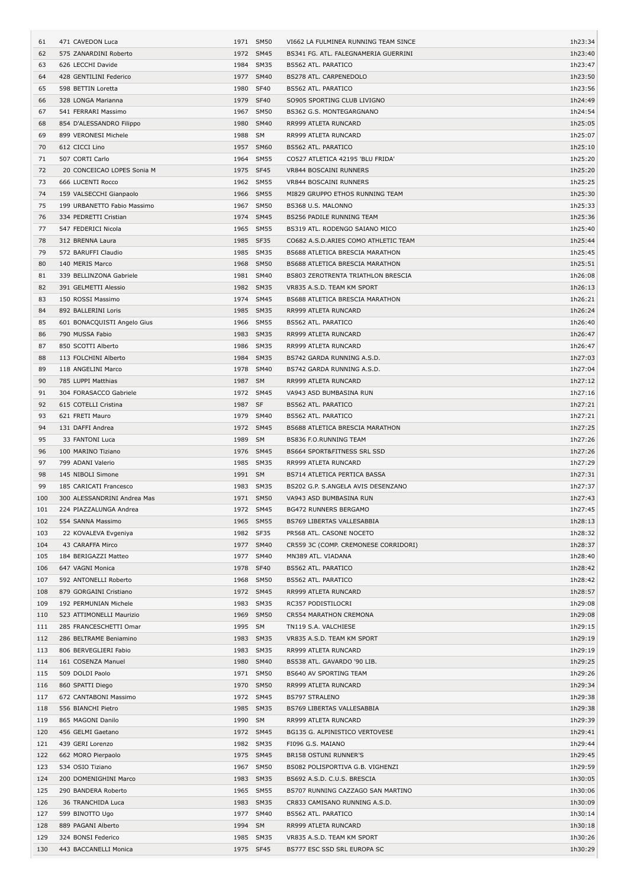| | | | | | |
|---|---|---|---|---|---|
| 61 | 471 CAVEDON Luca | 1971 | SM50 | VI662 LA FULMINEA RUNNING TEAM SINCE | 1h23:34 |
| 62 | 575 ZANARDINI Roberto | 1972 | SM45 | BS341 FG. ATL. FALEGNAMERIA GUERRINI | 1h23:40 |
| 63 | 626 LECCHI Davide | 1984 | SM35 | BS562 ATL. PARATICO | 1h23:47 |
| 64 | 428 GENTILINI Federico | 1977 | SM40 | BS278 ATL. CARPENEDOLO | 1h23:50 |
| 65 | 598 BETTIN Loretta | 1980 | SF40 | BS562 ATL. PARATICO | 1h23:56 |
| 66 | 328 LONGA Marianna | 1979 | SF40 | SO905 SPORTING CLUB LIVIGNO | 1h24:49 |
| 67 | 541 FERRARI Massimo | 1967 | SM50 | BS362 G.S. MONTEGARGNANO | 1h24:54 |
| 68 | 854 D'ALESSANDRO Filippo | 1980 | SM40 | RR999 ATLETA RUNCARD | 1h25:05 |
| 69 | 899 VERONESI Michele | 1988 | SM | RR999 ATLETA RUNCARD | 1h25:07 |
| 70 | 612 CICCI Lino | 1957 | SM60 | BS562 ATL. PARATICO | 1h25:10 |
| 71 | 507 CORTI Carlo | 1964 | SM55 | CO527 ATLETICA 42195 'BLU FRIDA' | 1h25:20 |
| 72 | 20 CONCEICAO LOPES Sonia M | 1975 | SF45 | VR844 BOSCAINI RUNNERS | 1h25:20 |
| 73 | 666 LUCENTI Rocco | 1962 | SM55 | VR844 BOSCAINI RUNNERS | 1h25:25 |
| 74 | 159 VALSECCHI Gianpaolo | 1966 | SM55 | MI829 GRUPPO ETHOS RUNNING TEAM | 1h25:30 |
| 75 | 199 URBANETTO Fabio Massimo | 1967 | SM50 | BS368 U.S. MALONNO | 1h25:33 |
| 76 | 334 PEDRETTI Cristian | 1974 | SM45 | BS256 PADILE RUNNING TEAM | 1h25:36 |
| 77 | 547 FEDERICI Nicola | 1965 | SM55 | BS319 ATL. RODENGO SAIANO MICO | 1h25:40 |
| 78 | 312 BRENNA Laura | 1985 | SF35 | CO682 A.S.D.ARIES COMO ATHLETIC TEAM | 1h25:44 |
| 79 | 572 BARUFFI Claudio | 1985 | SM35 | BS688 ATLETICA BRESCIA MARATHON | 1h25:45 |
| 80 | 140 MERIS Marco | 1968 | SM50 | BS688 ATLETICA BRESCIA MARATHON | 1h25:51 |
| 81 | 339 BELLINZONA Gabriele | 1981 | SM40 | BS803 ZEROTRENTA TRIATHLON BRESCIA | 1h26:08 |
| 82 | 391 GELMETTI Alessio | 1982 | SM35 | VR835 A.S.D. TEAM KM SPORT | 1h26:13 |
| 83 | 150 ROSSI Massimo | 1974 | SM45 | BS688 ATLETICA BRESCIA MARATHON | 1h26:21 |
| 84 | 892 BALLERINI Loris | 1985 | SM35 | RR999 ATLETA RUNCARD | 1h26:24 |
| 85 | 601 BONACQUISTI Angelo Gius | 1966 | SM55 | BS562 ATL. PARATICO | 1h26:40 |
| 86 | 790 MUSSA Fabio | 1983 | SM35 | RR999 ATLETA RUNCARD | 1h26:47 |
| 87 | 850 SCOTTI Alberto | 1986 | SM35 | RR999 ATLETA RUNCARD | 1h26:47 |
| 88 | 113 FOLCHINI Alberto | 1984 | SM35 | BS742 GARDA RUNNING A.S.D. | 1h27:03 |
| 89 | 118 ANGELINI Marco | 1978 | SM40 | BS742 GARDA RUNNING A.S.D. | 1h27:04 |
| 90 | 785 LUPPI Matthias | 1987 | SM | RR999 ATLETA RUNCARD | 1h27:12 |
| 91 | 304 FORASACCO Gabriele | 1972 | SM45 | VA943 ASD BUMBASINA RUN | 1h27:16 |
| 92 | 615 COTELLI Cristina | 1987 | SF | BS562 ATL. PARATICO | 1h27:21 |
| 93 | 621 FRETI Mauro | 1979 | SM40 | BS562 ATL. PARATICO | 1h27:21 |
| 94 | 131 DAFFI Andrea | 1972 | SM45 | BS688 ATLETICA BRESCIA MARATHON | 1h27:25 |
| 95 | 33 FANTONI Luca | 1989 | SM | BS836 F.O.RUNNING TEAM | 1h27:26 |
| 96 | 100 MARINO Tiziano | 1976 | SM45 | BS664 SPORT&FITNESS SRL SSD | 1h27:26 |
| 97 | 799 ADANI Valerio | 1985 | SM35 | RR999 ATLETA RUNCARD | 1h27:29 |
| 98 | 145 NIBOLI Simone | 1991 | SM | BS714 ATLETICA PERTICA BASSA | 1h27:31 |
| 99 | 185 CARICATI Francesco | 1983 | SM35 | BS202 G.P. S.ANGELA AVIS DESENZANO | 1h27:37 |
| 100 | 300 ALESSANDRINI Andrea Mas | 1971 | SM50 | VA943 ASD BUMBASINA RUN | 1h27:43 |
| 101 | 224 PIAZZALUNGA Andrea | 1972 | SM45 | BG472 RUNNERS BERGAMO | 1h27:45 |
| 102 | 554 SANNA Massimo | 1965 | SM55 | BS769 LIBERTAS VALLESABBIA | 1h28:13 |
| 103 | 22 KOVALEVA Evgeniya | 1982 | SF35 | PR568 ATL. CASONE NOCETO | 1h28:32 |
| 104 | 43 CARAFFA Mirco | 1977 | SM40 | CR559 3C (COMP. CREMONESE CORRIDORI) | 1h28:37 |
| 105 | 184 BERIGAZZI Matteo | 1977 | SM40 | MN389 ATL. VIADANA | 1h28:40 |
| 106 | 647 VAGNI Monica | 1978 | SF40 | BS562 ATL. PARATICO | 1h28:42 |
| 107 | 592 ANTONELLI Roberto | 1968 | SM50 | BS562 ATL. PARATICO | 1h28:42 |
| 108 | 879 GORGAINI Cristiano | 1972 | SM45 | RR999 ATLETA RUNCARD | 1h28:57 |
| 109 | 192 PERMUNIAN Michele | 1983 | SM35 | RC357 PODISTILOCRI | 1h29:08 |
| 110 | 523 ATTIMONELLI Maurizio | 1969 | SM50 | CR554 MARATHON CREMONA | 1h29:08 |
| 111 | 285 FRANCESCHETTI Omar | 1995 | SM | TN119 S.A. VALCHIESE | 1h29:15 |
| 112 | 286 BELTRAME Beniamino | 1983 | SM35 | VR835 A.S.D. TEAM KM SPORT | 1h29:19 |
| 113 | 806 BERVEGLIERI Fabio | 1983 | SM35 | RR999 ATLETA RUNCARD | 1h29:19 |
| 114 | 161 COSENZA Manuel | 1980 | SM40 | BS538 ATL. GAVARDO '90 LIB. | 1h29:25 |
| 115 | 509 DOLDI Paolo | 1971 | SM50 | BS640 AV SPORTING TEAM | 1h29:26 |
| 116 | 860 SPATTI Diego | 1970 | SM50 | RR999 ATLETA RUNCARD | 1h29:34 |
| 117 | 672 CANTABONI Massimo | 1972 | SM45 | BS797 STRALENO | 1h29:38 |
| 118 | 556 BIANCHI Pietro | 1985 | SM35 | BS769 LIBERTAS VALLESABBIA | 1h29:38 |
| 119 | 865 MAGONI Danilo | 1990 | SM | RR999 ATLETA RUNCARD | 1h29:39 |
| 120 | 456 GELMI Gaetano | 1972 | SM45 | BG135 G. ALPINISTICO VERTOVESE | 1h29:41 |
| 121 | 439 GERI Lorenzo | 1982 | SM35 | FI096 G.S. MAIANO | 1h29:44 |
| 122 | 662 MORO Pierpaolo | 1975 | SM45 | BR158 OSTUNI RUNNER'S | 1h29:45 |
| 123 | 534 OSIO Tiziano | 1967 | SM50 | BS082 POLISPORTIVA G.B. VIGHENZI | 1h29:59 |
| 124 | 200 DOMENIGHINI Marco | 1983 | SM35 | BS692 A.S.D. C.U.S. BRESCIA | 1h30:05 |
| 125 | 290 BANDERA Roberto | 1965 | SM55 | BS707 RUNNING CAZZAGO SAN MARTINO | 1h30:06 |
| 126 | 36 TRANCHIDA Luca | 1983 | SM35 | CR833 CAMISANO RUNNING A.S.D. | 1h30:09 |
| 127 | 599 BINOTTO Ugo | 1977 | SM40 | BS562 ATL. PARATICO | 1h30:14 |
| 128 | 889 PAGANI Alberto | 1994 | SM | RR999 ATLETA RUNCARD | 1h30:18 |
| 129 | 324 BONSI Federico | 1985 | SM35 | VR835 A.S.D. TEAM KM SPORT | 1h30:26 |
| 130 | 443 BACCANELLI Monica | 1975 | SF45 | BS777 ESC SSD SRL EUROPA SC | 1h30:29 |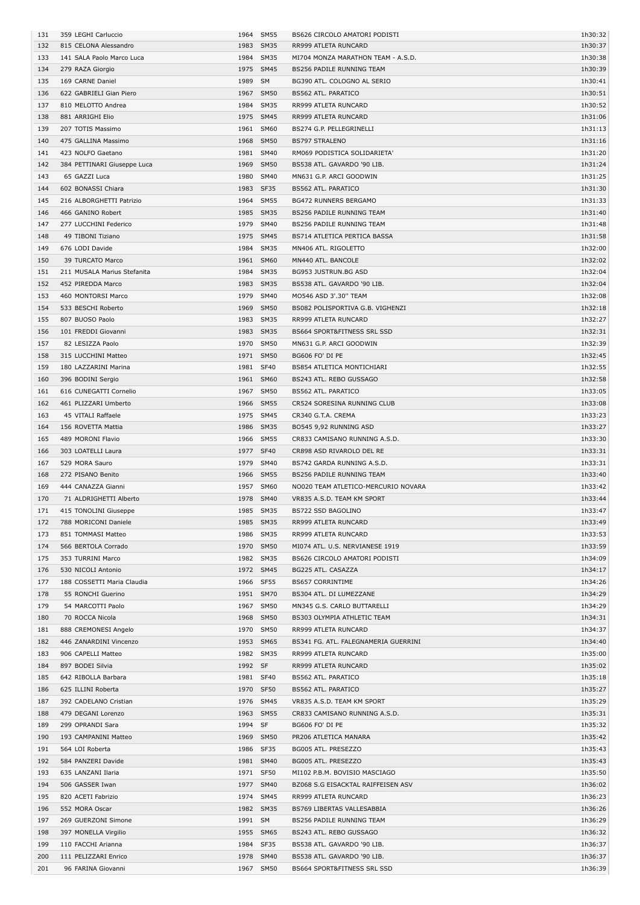| 131 | 359 LEGHI Carluccio | 1964 | SM55 | BS626 CIRCOLO AMATORI PODISTI | 1h30:32 |
|---|---|---|---|---|---|
| 132 | 815 CELONA Alessandro | 1983 | SM35 | RR999 ATLETA RUNCARD | 1h30:37 |
| 133 | 141 SALA Paolo Marco Luca | 1984 | SM35 | MI704 MONZA MARATHON TEAM - A.S.D. | 1h30:38 |
| 134 | 279 RAZA Giorgio | 1975 | SM45 | BS256 PADILE RUNNING TEAM | 1h30:39 |
| 135 | 169 CARNE Daniel | 1989 | SM | BG390 ATL. COLOGNO AL SERIO | 1h30:41 |
| 136 | 622 GABRIELI Gian Piero | 1967 | SM50 | BS562 ATL. PARATICO | 1h30:51 |
| 137 | 810 MELOTTO Andrea | 1984 | SM35 | RR999 ATLETA RUNCARD | 1h30:52 |
| 138 | 881 ARRIGHI Elio | 1975 | SM45 | RR999 ATLETA RUNCARD | 1h31:06 |
| 139 | 207 TOTIS Massimo | 1961 | SM60 | BS274 G.P. PELLEGRINELLI | 1h31:13 |
| 140 | 475 GALLINA Massimo | 1968 | SM50 | BS797 STRALENO | 1h31:16 |
| 141 | 423 NOLFO Gaetano | 1981 | SM40 | RM069 PODISTICA SOLIDARIETA' | 1h31:20 |
| 142 | 384 PETTINARI Giuseppe Luca | 1969 | SM50 | BS538 ATL. GAVARDO '90 LIB. | 1h31:24 |
| 143 | 65 GAZZI Luca | 1980 | SM40 | MN631 G.P. ARCI GOODWIN | 1h31:25 |
| 144 | 602 BONASSI Chiara | 1983 | SF35 | BS562 ATL. PARATICO | 1h31:30 |
| 145 | 216 ALBORGHETTI Patrizio | 1964 | SM55 | BG472 RUNNERS BERGAMO | 1h31:33 |
| 146 | 466 GANINO Robert | 1985 | SM35 | BS256 PADILE RUNNING TEAM | 1h31:40 |
| 147 | 277 LUCCHINI Federico | 1979 | SM40 | BS256 PADILE RUNNING TEAM | 1h31:48 |
| 148 | 49 TIBONI Tiziano | 1975 | SM45 | BS714 ATLETICA PERTICA BASSA | 1h31:58 |
| 149 | 676 LODI Davide | 1984 | SM35 | MN406 ATL. RIGOLETTO | 1h32:00 |
| 150 | 39 TURCATO Marco | 1961 | SM60 | MN440 ATL. BANCOLE | 1h32:02 |
| 151 | 211 MUSALA Marius Stefanita | 1984 | SM35 | BG953 JUSTRUN.BG ASD | 1h32:04 |
| 152 | 452 PIREDDA Marco | 1983 | SM35 | BS538 ATL. GAVARDO '90 LIB. | 1h32:04 |
| 153 | 460 MONTORSI Marco | 1979 | SM40 | MO546 ASD 3'.30'' TEAM | 1h32:08 |
| 154 | 533 BESCHI Roberto | 1969 | SM50 | BS082 POLISPORTIVA G.B. VIGHENZI | 1h32:18 |
| 155 | 807 BUOSO Paolo | 1983 | SM35 | RR999 ATLETA RUNCARD | 1h32:27 |
| 156 | 101 FREDDI Giovanni | 1983 | SM35 | BS664 SPORT&FITNESS SRL SSD | 1h32:31 |
| 157 | 82 LESIZZA Paolo | 1970 | SM50 | MN631 G.P. ARCI GOODWIN | 1h32:39 |
| 158 | 315 LUCCHINI Matteo | 1971 | SM50 | BG606 FO' DI PE | 1h32:45 |
| 159 | 180 LAZZARINI Marina | 1981 | SF40 | BS854 ATLETICA MONTICHIARI | 1h32:55 |
| 160 | 396 BODINI Sergio | 1961 | SM60 | BS243 ATL. REBO GUSSAGO | 1h32:58 |
| 161 | 616 CUNEGATTI Cornelio | 1967 | SM50 | BS562 ATL. PARATICO | 1h33:05 |
| 162 | 461 PLIZZARI Umberto | 1966 | SM55 | CR524 SORESINA RUNNING CLUB | 1h33:08 |
| 163 | 45 VITALI Raffaele | 1975 | SM45 | CR340 G.T.A. CREMA | 1h33:23 |
| 164 | 156 ROVETTA Mattia | 1986 | SM35 | BO545 9,92 RUNNING ASD | 1h33:27 |
| 165 | 489 MORONI Flavio | 1966 | SM55 | CR833 CAMISANO RUNNING A.S.D. | 1h33:30 |
| 166 | 303 LOATELLI Laura | 1977 | SF40 | CR898 ASD RIVAROLO DEL RE | 1h33:31 |
| 167 | 529 MORA Sauro | 1979 | SM40 | BS742 GARDA RUNNING A.S.D. | 1h33:31 |
| 168 | 272 PISANO Benito | 1966 | SM55 | BS256 PADILE RUNNING TEAM | 1h33:40 |
| 169 | 444 CANAZZA Gianni | 1957 | SM60 | NO020 TEAM ATLETICO-MERCURIO NOVARA | 1h33:42 |
| 170 | 71 ALDRIGHETTI Alberto | 1978 | SM40 | VR835 A.S.D. TEAM KM SPORT | 1h33:44 |
| 171 | 415 TONOLINI Giuseppe | 1985 | SM35 | BS722 SSD BAGOLINO | 1h33:47 |
| 172 | 788 MORICONI Daniele | 1985 | SM35 | RR999 ATLETA RUNCARD | 1h33:49 |
| 173 | 851 TOMMASI Matteo | 1986 | SM35 | RR999 ATLETA RUNCARD | 1h33:53 |
| 174 | 566 BERTOLA Corrado | 1970 | SM50 | MI074 ATL. U.S. NERVIANESE 1919 | 1h33:59 |
| 175 | 353 TURRINI Marco | 1982 | SM35 | BS626 CIRCOLO AMATORI PODISTI | 1h34:09 |
| 176 | 530 NICOLI Antonio | 1972 | SM45 | BG225 ATL. CASAZZA | 1h34:17 |
| 177 | 188 COSSETTI Maria Claudia | 1966 | SF55 | BS657 CORRINTIME | 1h34:26 |
| 178 | 55 RONCHI Guerino | 1951 | SM70 | BS304 ATL. DI LUMEZZANE | 1h34:29 |
| 179 | 54 MARCOTTI Paolo | 1967 | SM50 | MN345 G.S. CARLO BUTTARELLI | 1h34:29 |
| 180 | 70 ROCCA Nicola | 1968 | SM50 | BS303 OLYMPIA ATHLETIC TEAM | 1h34:31 |
| 181 | 888 CREMONESI Angelo | 1970 | SM50 | RR999 ATLETA RUNCARD | 1h34:37 |
| 182 | 446 ZANARDINI Vincenzo | 1953 | SM65 | BS341 FG. ATL. FALEGNAMERIA GUERRINI | 1h34:40 |
| 183 | 906 CAPELLI Matteo | 1982 | SM35 | RR999 ATLETA RUNCARD | 1h35:00 |
| 184 | 897 BODEI Silvia | 1992 | SF | RR999 ATLETA RUNCARD | 1h35:02 |
| 185 | 642 RIBOLLA Barbara | 1981 | SF40 | BS562 ATL. PARATICO | 1h35:18 |
| 186 | 625 ILLINI Roberta | 1970 | SF50 | BS562 ATL. PARATICO | 1h35:27 |
| 187 | 392 CADELANO Cristian | 1976 | SM45 | VR835 A.S.D. TEAM KM SPORT | 1h35:29 |
| 188 | 479 DEGANI Lorenzo | 1963 | SM55 | CR833 CAMISANO RUNNING A.S.D. | 1h35:31 |
| 189 | 299 OPRANDI Sara | 1994 | SF | BG606 FO' DI PE | 1h35:32 |
| 190 | 193 CAMPANINI Matteo | 1969 | SM50 | PR206 ATLETICA MANARA | 1h35:42 |
| 191 | 564 LOI Roberta | 1986 | SF35 | BG005 ATL. PRESEZZO | 1h35:43 |
| 192 | 584 PANZERI Davide | 1981 | SM40 | BG005 ATL. PRESEZZO | 1h35:43 |
| 193 | 635 LANZANI Ilaria | 1971 | SF50 | MI102 P.B.M. BOVISIO MASCIAGO | 1h35:50 |
| 194 | 506 GASSER Iwan | 1977 | SM40 | BZ068 S.G EISACKTAL RAIFFEISEN ASV | 1h36:02 |
| 195 | 820 ACETI Fabrizio | 1974 | SM45 | RR999 ATLETA RUNCARD | 1h36:23 |
| 196 | 552 MORA Oscar | 1982 | SM35 | BS769 LIBERTAS VALLESABBIA | 1h36:26 |
| 197 | 269 GUERZONI Simone | 1991 | SM | BS256 PADILE RUNNING TEAM | 1h36:29 |
| 198 | 397 MONELLA Virgilio | 1955 | SM65 | BS243 ATL. REBO GUSSAGO | 1h36:32 |
| 199 | 110 FACCHI Arianna | 1984 | SF35 | BS538 ATL. GAVARDO '90 LIB. | 1h36:37 |
| 200 | 111 PELIZZARI Enrico | 1978 | SM40 | BS538 ATL. GAVARDO '90 LIB. | 1h36:37 |
| 201 | 96 FARINA Giovanni | 1967 | SM50 | BS664 SPORT&FITNESS SRL SSD | 1h36:39 |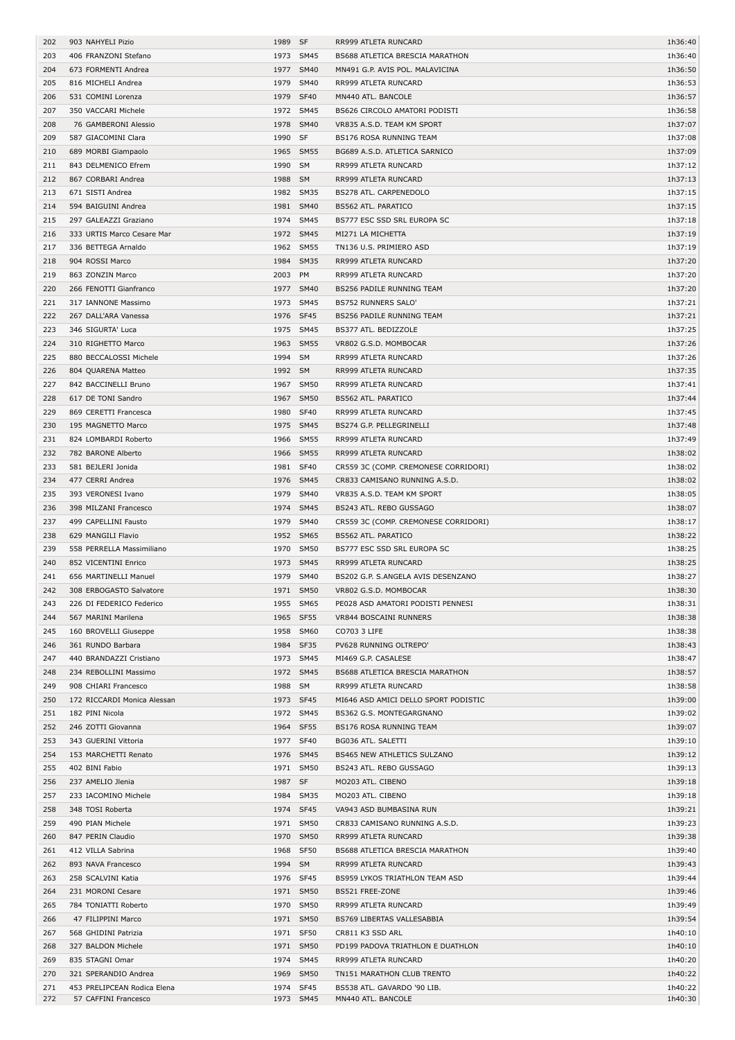| | | | | | |
|---|---|---|---|---|---|
| 202 | 903 NAHYELI Pizio | 1989 | SF | RR999 ATLETA RUNCARD | 1h36:40 |
| 203 | 406 FRANZONI Stefano | 1973 | SM45 | BS688 ATLETICA BRESCIA MARATHON | 1h36:40 |
| 204 | 673 FORMENTI Andrea | 1977 | SM40 | MN491 G.P. AVIS POL. MALAVICINA | 1h36:50 |
| 205 | 816 MICHELI Andrea | 1979 | SM40 | RR999 ATLETA RUNCARD | 1h36:53 |
| 206 | 531 COMINI Lorenza | 1979 | SF40 | MN440 ATL. BANCOLE | 1h36:57 |
| 207 | 350 VACCARI Michele | 1972 | SM45 | BS626 CIRCOLO AMATORI PODISTI | 1h36:58 |
| 208 | 76 GAMBERONI Alessio | 1978 | SM40 | VR835 A.S.D. TEAM KM SPORT | 1h37:07 |
| 209 | 587 GIACOMINI Clara | 1990 | SF | BS176 ROSA RUNNING TEAM | 1h37:08 |
| 210 | 689 MORBI Giampaolo | 1965 | SM55 | BG689 A.S.D. ATLETICA SARNICO | 1h37:09 |
| 211 | 843 DELMENICO Efrem | 1990 | SM | RR999 ATLETA RUNCARD | 1h37:12 |
| 212 | 867 CORBARI Andrea | 1988 | SM | RR999 ATLETA RUNCARD | 1h37:13 |
| 213 | 671 SISTI Andrea | 1982 | SM35 | BS278 ATL. CARPENEDOLO | 1h37:15 |
| 214 | 594 BAIGUINI Andrea | 1981 | SM40 | BS562 ATL. PARATICO | 1h37:15 |
| 215 | 297 GALEAZZI Graziano | 1974 | SM45 | BS777 ESC SSD SRL EUROPA SC | 1h37:18 |
| 216 | 333 URTIS Marco Cesare Mar | 1972 | SM45 | MI271 LA MICHETTA | 1h37:19 |
| 217 | 336 BETTEGA Arnaldo | 1962 | SM55 | TN136 U.S. PRIMIERO ASD | 1h37:19 |
| 218 | 904 ROSSI Marco | 1984 | SM35 | RR999 ATLETA RUNCARD | 1h37:20 |
| 219 | 863 ZONZIN Marco | 2003 | PM | RR999 ATLETA RUNCARD | 1h37:20 |
| 220 | 266 FENOTTI Gianfranco | 1977 | SM40 | BS256 PADILE RUNNING TEAM | 1h37:20 |
| 221 | 317 IANNONE Massimo | 1973 | SM45 | BS752 RUNNERS SALO' | 1h37:21 |
| 222 | 267 DALL'ARA Vanessa | 1976 | SF45 | BS256 PADILE RUNNING TEAM | 1h37:21 |
| 223 | 346 SIGURTA' Luca | 1975 | SM45 | BS377 ATL. BEDIZZOLE | 1h37:25 |
| 224 | 310 RIGHETTO Marco | 1963 | SM55 | VR802 G.S.D. MOMBOCAR | 1h37:26 |
| 225 | 880 BECCALOSSI Michele | 1994 | SM | RR999 ATLETA RUNCARD | 1h37:26 |
| 226 | 804 QUARENA Matteo | 1992 | SM | RR999 ATLETA RUNCARD | 1h37:35 |
| 227 | 842 BACCINELLI Bruno | 1967 | SM50 | RR999 ATLETA RUNCARD | 1h37:41 |
| 228 | 617 DE TONI Sandro | 1967 | SM50 | BS562 ATL. PARATICO | 1h37:44 |
| 229 | 869 CERETTI Francesca | 1980 | SF40 | RR999 ATLETA RUNCARD | 1h37:45 |
| 230 | 195 MAGNETTO Marco | 1975 | SM45 | BS274 G.P. PELLEGRINELLI | 1h37:48 |
| 231 | 824 LOMBARDI Roberto | 1966 | SM55 | RR999 ATLETA RUNCARD | 1h37:49 |
| 232 | 782 BARONE Alberto | 1966 | SM55 | RR999 ATLETA RUNCARD | 1h38:02 |
| 233 | 581 BEJLERI Jonida | 1981 | SF40 | CR559 3C (COMP. CREMONESE CORRIDORI) | 1h38:02 |
| 234 | 477 CERRI Andrea | 1976 | SM45 | CR833 CAMISANO RUNNING A.S.D. | 1h38:02 |
| 235 | 393 VERONESI Ivano | 1979 | SM40 | VR835 A.S.D. TEAM KM SPORT | 1h38:05 |
| 236 | 398 MILZANI Francesco | 1974 | SM45 | BS243 ATL. REBO GUSSAGO | 1h38:07 |
| 237 | 499 CAPELLINI Fausto | 1979 | SM40 | CR559 3C (COMP. CREMONESE CORRIDORI) | 1h38:17 |
| 238 | 629 MANGILI Flavio | 1952 | SM65 | BS562 ATL. PARATICO | 1h38:22 |
| 239 | 558 PERRELLA Massimiliano | 1970 | SM50 | BS777 ESC SSD SRL EUROPA SC | 1h38:25 |
| 240 | 852 VICENTINI Enrico | 1973 | SM45 | RR999 ATLETA RUNCARD | 1h38:25 |
| 241 | 656 MARTINELLI Manuel | 1979 | SM40 | BS202 G.P. S.ANGELA AVIS DESENZANO | 1h38:27 |
| 242 | 308 ERBOGASTO Salvatore | 1971 | SM50 | VR802 G.S.D. MOMBOCAR | 1h38:30 |
| 243 | 226 DI FEDERICO Federico | 1955 | SM65 | PE028 ASD AMATORI PODISTI PENNESI | 1h38:31 |
| 244 | 567 MARINI Marilena | 1965 | SF55 | VR844 BOSCAINI RUNNERS | 1h38:38 |
| 245 | 160 BROVELLI Giuseppe | 1958 | SM60 | CO703 3 LIFE | 1h38:38 |
| 246 | 361 RUNDO Barbara | 1984 | SF35 | PV628 RUNNING OLTREPO' | 1h38:43 |
| 247 | 440 BRANDAZZI Cristiano | 1973 | SM45 | MI469 G.P. CASALESE | 1h38:47 |
| 248 | 234 REBOLLINI Massimo | 1972 | SM45 | BS688 ATLETICA BRESCIA MARATHON | 1h38:57 |
| 249 | 908 CHIARI Francesco | 1988 | SM | RR999 ATLETA RUNCARD | 1h38:58 |
| 250 | 172 RICCARDI Monica Alessan | 1973 | SF45 | MI646 ASD AMICI DELLO SPORT PODISTIC | 1h39:00 |
| 251 | 182 PINI Nicola | 1972 | SM45 | BS362 G.S. MONTEGARGNANO | 1h39:02 |
| 252 | 246 ZOTTI Giovanna | 1964 | SF55 | BS176 ROSA RUNNING TEAM | 1h39:07 |
| 253 | 343 GUERINI Vittoria | 1977 | SF40 | BG036 ATL. SALETTI | 1h39:10 |
| 254 | 153 MARCHETTI Renato | 1976 | SM45 | BS465 NEW ATHLETICS SULZANO | 1h39:12 |
| 255 | 402 BINI Fabio | 1971 | SM50 | BS243 ATL. REBO GUSSAGO | 1h39:13 |
| 256 | 237 AMELIO Jlenia | 1987 | SF | MO203 ATL. CIBENO | 1h39:18 |
| 257 | 233 IACOMINO Michele | 1984 | SM35 | MO203 ATL. CIBENO | 1h39:18 |
| 258 | 348 TOSI Roberta | 1974 | SF45 | VA943 ASD BUMBASINA RUN | 1h39:21 |
| 259 | 490 PIAN Michele | 1971 | SM50 | CR833 CAMISANO RUNNING A.S.D. | 1h39:23 |
| 260 | 847 PERIN Claudio | 1970 | SM50 | RR999 ATLETA RUNCARD | 1h39:38 |
| 261 | 412 VILLA Sabrina | 1968 | SF50 | BS688 ATLETICA BRESCIA MARATHON | 1h39:40 |
| 262 | 893 NAVA Francesco | 1994 | SM | RR999 ATLETA RUNCARD | 1h39:43 |
| 263 | 258 SCALVINI Katia | 1976 | SF45 | BS959 LYKOS TRIATHLON TEAM ASD | 1h39:44 |
| 264 | 231 MORONI Cesare | 1971 | SM50 | BS521 FREE-ZONE | 1h39:46 |
| 265 | 784 TONIATTI Roberto | 1970 | SM50 | RR999 ATLETA RUNCARD | 1h39:49 |
| 266 | 47 FILIPPINI Marco | 1971 | SM50 | BS769 LIBERTAS VALLESABBIA | 1h39:54 |
| 267 | 568 GHIDINI Patrizia | 1971 | SF50 | CR811 K3 SSD ARL | 1h40:10 |
| 268 | 327 BALDON Michele | 1971 | SM50 | PD199 PADOVA TRIATHLON E DUATHLON | 1h40:10 |
| 269 | 835 STAGNI Omar | 1974 | SM45 | RR999 ATLETA RUNCARD | 1h40:20 |
| 270 | 321 SPERANDIO Andrea | 1969 | SM50 | TN151 MARATHON CLUB TRENTO | 1h40:22 |
| 271 | 453 PRELIPCEAN Rodica Elena | 1974 | SF45 | BS538 ATL. GAVARDO '90 LIB. | 1h40:22 |
| 272 | 57 CAFFINI Francesco | 1973 | SM45 | MN440 ATL. BANCOLE | 1h40:30 |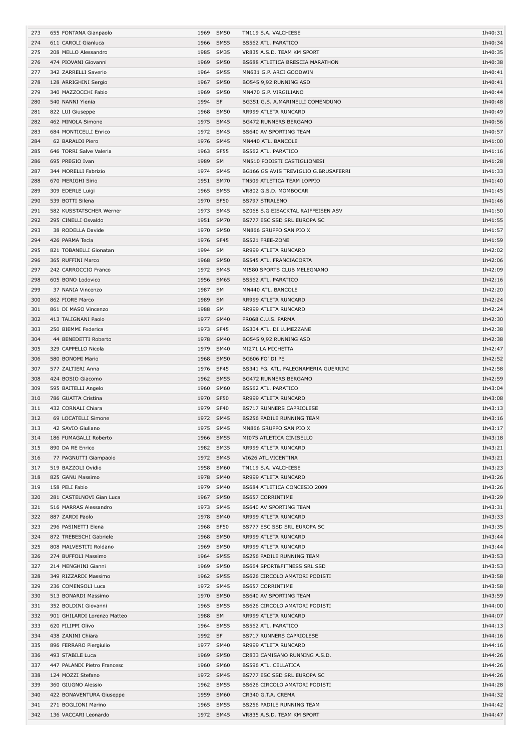| | | | | | |
|---|---|---|---|---|---|
| 273 | 655 FONTANA Gianpaolo | 1969 | SM50 | TN119 S.A. VALCHIESE | 1h40:31 |
| 274 | 611 CAROLI Gianluca | 1966 | SM55 | BS562 ATL. PARATICO | 1h40:34 |
| 275 | 208 MELLO Alessandro | 1985 | SM35 | VR835 A.S.D. TEAM KM SPORT | 1h40:35 |
| 276 | 474 PIOVANI Giovanni | 1969 | SM50 | BS688 ATLETICA BRESCIA MARATHON | 1h40:38 |
| 277 | 342 ZARRELLI Saverio | 1964 | SM55 | MN631 G.P. ARCI GOODWIN | 1h40:41 |
| 278 | 128 ARRIGHINI Sergio | 1967 | SM50 | BO545 9,92 RUNNING ASD | 1h40:41 |
| 279 | 340 MAZZOCCHI Fabio | 1969 | SM50 | MN470 G.P. VIRGILIANO | 1h40:44 |
| 280 | 540 NANNI Ylenia | 1994 | SF | BG351 G.S. A.MARINELLI COMENDUNO | 1h40:48 |
| 281 | 822 LUI Giuseppe | 1968 | SM50 | RR999 ATLETA RUNCARD | 1h40:49 |
| 282 | 462 MINOLA Simone | 1975 | SM45 | BG472 RUNNERS BERGAMO | 1h40:56 |
| 283 | 684 MONTICELLI Enrico | 1972 | SM45 | BS640 AV SPORTING TEAM | 1h40:57 |
| 284 | 62 BARALDI Piero | 1976 | SM45 | MN440 ATL. BANCOLE | 1h41:00 |
| 285 | 646 TORRI Salve Valeria | 1963 | SF55 | BS562 ATL. PARATICO | 1h41:16 |
| 286 | 695 PREGIO Ivan | 1989 | SM | MN510 PODISTI CASTIGLIONESI | 1h41:28 |
| 287 | 344 MORELLI Fabrizio | 1974 | SM45 | BG166 GS AVIS TREVIGLIO G.BRUSAFERRI | 1h41:33 |
| 288 | 670 MERIGHI Sirio | 1951 | SM70 | TN509 ATLETICA TEAM LOPPIO | 1h41:40 |
| 289 | 309 EDERLE Luigi | 1965 | SM55 | VR802 G.S.D. MOMBOCAR | 1h41:45 |
| 290 | 539 BOTTI Silena | 1970 | SF50 | BS797 STRALENO | 1h41:46 |
| 291 | 582 KUSSTATSCHER Werner | 1973 | SM45 | BZ068 S.G EISACKTAL RAIFFEISEN ASV | 1h41:50 |
| 292 | 295 CINELLI Osvaldo | 1951 | SM70 | BS777 ESC SSD SRL EUROPA SC | 1h41:55 |
| 293 | 38 RODELLA Davide | 1970 | SM50 | MN866 GRUPPO SAN PIO X | 1h41:57 |
| 294 | 426 PARMA Tecla | 1976 | SF45 | BS521 FREE-ZONE | 1h41:59 |
| 295 | 821 TOBANELLI Gionatan | 1994 | SM | RR999 ATLETA RUNCARD | 1h42:02 |
| 296 | 365 RUFFINI Marco | 1968 | SM50 | BS545 ATL. FRANCIACORTA | 1h42:06 |
| 297 | 242 CARROCCIO Franco | 1972 | SM45 | MI580 SPORTS CLUB MELEGNANO | 1h42:09 |
| 298 | 605 BONO Lodovico | 1956 | SM65 | BS562 ATL. PARATICO | 1h42:16 |
| 299 | 37 NANIA Vincenzo | 1987 | SM | MN440 ATL. BANCOLE | 1h42:20 |
| 300 | 862 FIORE Marco | 1989 | SM | RR999 ATLETA RUNCARD | 1h42:24 |
| 301 | 861 DI MASO Vincenzo | 1988 | SM | RR999 ATLETA RUNCARD | 1h42:24 |
| 302 | 413 TALIGNANI Paolo | 1977 | SM40 | PR068 C.U.S. PARMA | 1h42:30 |
| 303 | 250 BIEMMI Federica | 1973 | SF45 | BS304 ATL. DI LUMEZZANE | 1h42:38 |
| 304 | 44 BENEDETTI Roberto | 1978 | SM40 | BO545 9,92 RUNNING ASD | 1h42:38 |
| 305 | 329 CAPPELLO Nicola | 1979 | SM40 | MI271 LA MICHETTA | 1h42:47 |
| 306 | 580 BONOMI Mario | 1968 | SM50 | BG606 FO' DI PE | 1h42:52 |
| 307 | 577 ZALTIERI Anna | 1976 | SF45 | BS341 FG. ATL. FALEGNAMERIA GUERRINI | 1h42:58 |
| 308 | 424 BOSIO Giacomo | 1962 | SM55 | BG472 RUNNERS BERGAMO | 1h42:59 |
| 309 | 595 BAITELLI Angelo | 1960 | SM60 | BS562 ATL. PARATICO | 1h43:04 |
| 310 | 786 GUATTA Cristina | 1970 | SF50 | RR999 ATLETA RUNCARD | 1h43:08 |
| 311 | 432 CORNALI Chiara | 1979 | SF40 | BS717 RUNNERS CAPRIOLESE | 1h43:13 |
| 312 | 69 LOCATELLI Simone | 1972 | SM45 | BS256 PADILE RUNNING TEAM | 1h43:16 |
| 313 | 42 SAVIO Giuliano | 1975 | SM45 | MN866 GRUPPO SAN PIO X | 1h43:17 |
| 314 | 186 FUMAGALLI Roberto | 1966 | SM55 | MI075 ATLETICA CINISELLO | 1h43:18 |
| 315 | 890 DA RE Enrico | 1982 | SM35 | RR999 ATLETA RUNCARD | 1h43:21 |
| 316 | 77 PAGNUTTI Giampaolo | 1972 | SM45 | VI626 ATL.VICENTINA | 1h43:21 |
| 317 | 519 BAZZOLI Ovidio | 1958 | SM60 | TN119 S.A. VALCHIESE | 1h43:23 |
| 318 | 825 GANU Massimo | 1978 | SM40 | RR999 ATLETA RUNCARD | 1h43:26 |
| 319 | 158 PELI Fabio | 1979 | SM40 | BS684 ATLETICA CONCESIO 2009 | 1h43:26 |
| 320 | 281 CASTELNOVI Gian Luca | 1967 | SM50 | BS657 CORRINTIME | 1h43:29 |
| 321 | 516 MARRAS Alessandro | 1973 | SM45 | BS640 AV SPORTING TEAM | 1h43:31 |
| 322 | 887 ZARDI Paolo | 1978 | SM40 | RR999 ATLETA RUNCARD | 1h43:33 |
| 323 | 296 PASINETTI Elena | 1968 | SF50 | BS777 ESC SSD SRL EUROPA SC | 1h43:35 |
| 324 | 872 TREBESCHI Gabriele | 1968 | SM50 | RR999 ATLETA RUNCARD | 1h43:44 |
| 325 | 808 MALVESTITI Roldano | 1969 | SM50 | RR999 ATLETA RUNCARD | 1h43:44 |
| 326 | 274 BUFFOLI Massimo | 1964 | SM55 | BS256 PADILE RUNNING TEAM | 1h43:53 |
| 327 | 214 MENGHINI Gianni | 1969 | SM50 | BS664 SPORT&FITNESS SRL SSD | 1h43:53 |
| 328 | 349 RIZZARDI Massimo | 1962 | SM55 | BS626 CIRCOLO AMATORI PODISTI | 1h43:58 |
| 329 | 236 COMENSOLI Luca | 1972 | SM45 | BS657 CORRINTIME | 1h43:58 |
| 330 | 513 BONARDI Massimo | 1970 | SM50 | BS640 AV SPORTING TEAM | 1h43:59 |
| 331 | 352 BOLDINI Giovanni | 1965 | SM55 | BS626 CIRCOLO AMATORI PODISTI | 1h44:00 |
| 332 | 901 GHILARDI Lorenzo Matteo | 1988 | SM | RR999 ATLETA RUNCARD | 1h44:07 |
| 333 | 620 FILIPPI Olivo | 1964 | SM55 | BS562 ATL. PARATICO | 1h44:13 |
| 334 | 438 ZANINI Chiara | 1992 | SF | BS717 RUNNERS CAPRIOLESE | 1h44:16 |
| 335 | 896 FERRARO Piergiulio | 1977 | SM40 | RR999 ATLETA RUNCARD | 1h44:16 |
| 336 | 493 STABILE Luca | 1969 | SM50 | CR833 CAMISANO RUNNING A.S.D. | 1h44:26 |
| 337 | 447 PALANDI Pietro Francesc | 1960 | SM60 | BS596 ATL. CELLATICA | 1h44:26 |
| 338 | 124 MOZZI Stefano | 1972 | SM45 | BS777 ESC SSD SRL EUROPA SC | 1h44:26 |
| 339 | 360 GIUGNO Alessio | 1962 | SM55 | BS626 CIRCOLO AMATORI PODISTI | 1h44:28 |
| 340 | 422 BONAVENTURA Giuseppe | 1959 | SM60 | CR340 G.T.A. CREMA | 1h44:32 |
| 341 | 271 BOGLIONI Marino | 1965 | SM55 | BS256 PADILE RUNNING TEAM | 1h44:42 |
| 342 | 136 VACCARI Leonardo | 1972 | SM45 | VR835 A.S.D. TEAM KM SPORT | 1h44:47 |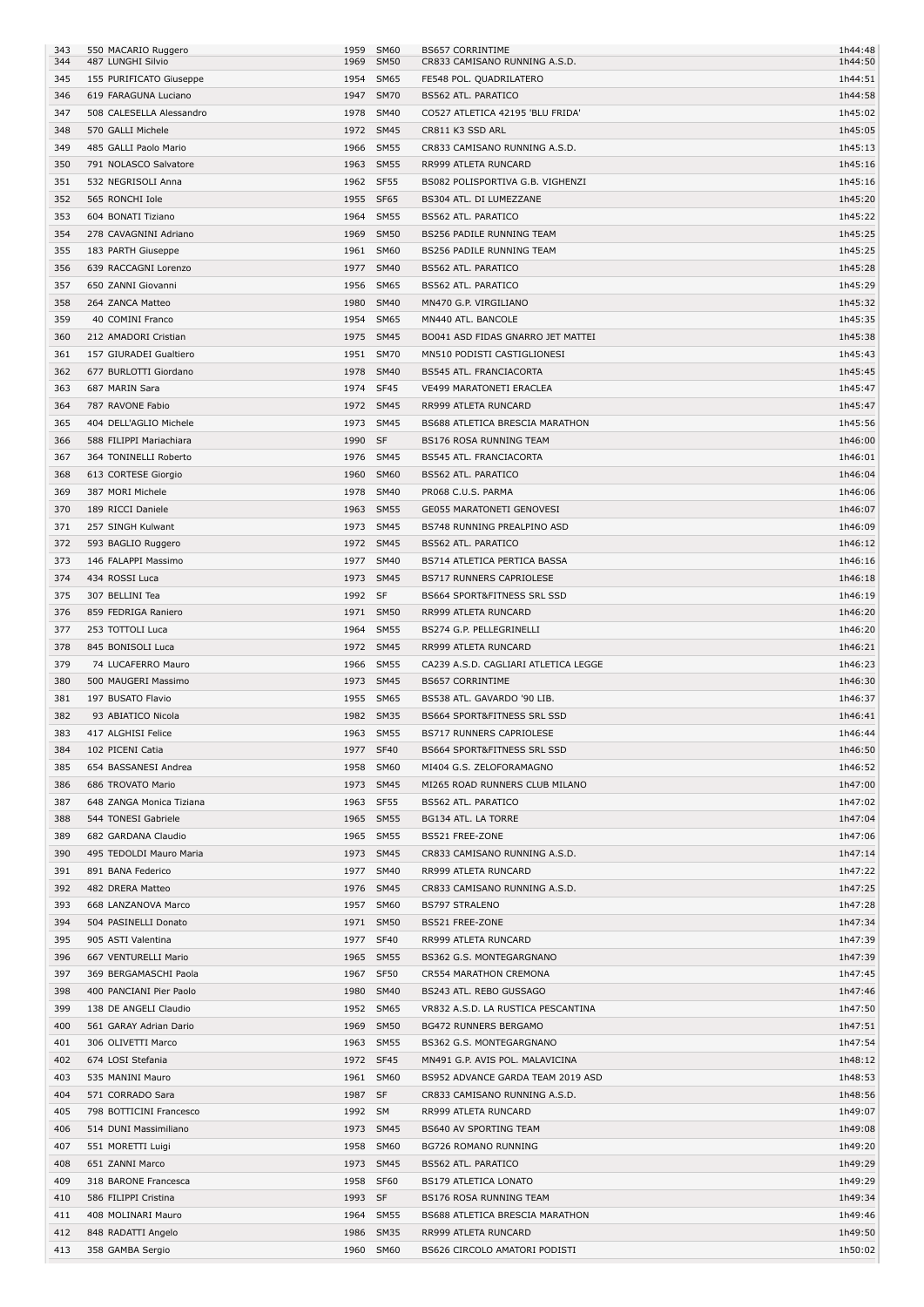| | | | | | |
|---|---|---|---|---|---|
| 343 | 550 MACARIO Ruggero | 1959 | SM60 | BS657 CORRINTIME | 1h44:48 |
| 344 | 487 LUNGHI Silvio | 1969 | SM50 | CR833 CAMISANO RUNNING A.S.D. | 1h44:50 |
| 345 | 155 PURIFICATO Giuseppe | 1954 | SM65 | FE548 POL. QUADRILATERO | 1h44:51 |
| 346 | 619 FARAGUNA Luciano | 1947 | SM70 | BS562 ATL. PARATICO | 1h44:58 |
| 347 | 508 CALESELLA Alessandro | 1978 | SM40 | CO527 ATLETICA 42195 'BLU FRIDA' | 1h45:02 |
| 348 | 570 GALLI Michele | 1972 | SM45 | CR811 K3 SSD ARL | 1h45:05 |
| 349 | 485 GALLI Paolo Mario | 1966 | SM55 | CR833 CAMISANO RUNNING A.S.D. | 1h45:13 |
| 350 | 791 NOLASCO Salvatore | 1963 | SM55 | RR999 ATLETA RUNCARD | 1h45:16 |
| 351 | 532 NEGRISOLI Anna | 1962 | SF55 | BS082 POLISPORTIVA G.B. VIGHENZI | 1h45:16 |
| 352 | 565 RONCHI Iole | 1955 | SF65 | BS304 ATL. DI LUMEZZANE | 1h45:20 |
| 353 | 604 BONATI Tiziano | 1964 | SM55 | BS562 ATL. PARATICO | 1h45:22 |
| 354 | 278 CAVAGNINI Adriano | 1969 | SM50 | BS256 PADILE RUNNING TEAM | 1h45:25 |
| 355 | 183 PARTH Giuseppe | 1961 | SM60 | BS256 PADILE RUNNING TEAM | 1h45:25 |
| 356 | 639 RACCAGNI Lorenzo | 1977 | SM40 | BS562 ATL. PARATICO | 1h45:28 |
| 357 | 650 ZANNI Giovanni | 1956 | SM65 | BS562 ATL. PARATICO | 1h45:29 |
| 358 | 264 ZANCA Matteo | 1980 | SM40 | MN470 G.P. VIRGILIANO | 1h45:32 |
| 359 | 40 COMINI Franco | 1954 | SM65 | MN440 ATL. BANCOLE | 1h45:35 |
| 360 | 212 AMADORI Cristian | 1975 | SM45 | BO041 ASD FIDAS GNARRO JET MATTEI | 1h45:38 |
| 361 | 157 GIURADEI Gualtiero | 1951 | SM70 | MN510 PODISTI CASTIGLIONESI | 1h45:43 |
| 362 | 677 BURLOTTI Giordano | 1978 | SM40 | BS545 ATL. FRANCIACORTA | 1h45:45 |
| 363 | 687 MARIN Sara | 1974 | SF45 | VE499 MARATONETI ERACLEA | 1h45:47 |
| 364 | 787 RAVONE Fabio | 1972 | SM45 | RR999 ATLETA RUNCARD | 1h45:47 |
| 365 | 404 DELL'AGLIO Michele | 1973 | SM45 | BS688 ATLETICA BRESCIA MARATHON | 1h45:56 |
| 366 | 588 FILIPPI Mariachiara | 1990 | SF | BS176 ROSA RUNNING TEAM | 1h46:00 |
| 367 | 364 TONINELLI Roberto | 1976 | SM45 | BS545 ATL. FRANCIACORTA | 1h46:01 |
| 368 | 613 CORTESE Giorgio | 1960 | SM60 | BS562 ATL. PARATICO | 1h46:04 |
| 369 | 387 MORI Michele | 1978 | SM40 | PR068 C.U.S. PARMA | 1h46:06 |
| 370 | 189 RICCI Daniele | 1963 | SM55 | GE055 MARATONETI GENOVESI | 1h46:07 |
| 371 | 257 SINGH Kulwant | 1973 | SM45 | BS748 RUNNING PREALPINO ASD | 1h46:09 |
| 372 | 593 BAGLIO Ruggero | 1972 | SM45 | BS562 ATL. PARATICO | 1h46:12 |
| 373 | 146 FALAPPI Massimo | 1977 | SM40 | BS714 ATLETICA PERTICA BASSA | 1h46:16 |
| 374 | 434 ROSSI Luca | 1973 | SM45 | BS717 RUNNERS CAPRIOLESE | 1h46:18 |
| 375 | 307 BELLINI Tea | 1992 | SF | BS664 SPORT&FITNESS SRL SSD | 1h46:19 |
| 376 | 859 FEDRIGA Raniero | 1971 | SM50 | RR999 ATLETA RUNCARD | 1h46:20 |
| 377 | 253 TOTTOLI Luca | 1964 | SM55 | BS274 G.P. PELLEGRINELLI | 1h46:20 |
| 378 | 845 BONISOLI Luca | 1972 | SM45 | RR999 ATLETA RUNCARD | 1h46:21 |
| 379 | 74 LUCAFERRO Mauro | 1966 | SM55 | CA239 A.S.D. CAGLIARI ATLETICA LEGGE | 1h46:23 |
| 380 | 500 MAUGERI Massimo | 1973 | SM45 | BS657 CORRINTIME | 1h46:30 |
| 381 | 197 BUSATO Flavio | 1955 | SM65 | BS538 ATL. GAVARDO '90 LIB. | 1h46:37 |
| 382 | 93 ABIATICO Nicola | 1982 | SM35 | BS664 SPORT&FITNESS SRL SSD | 1h46:41 |
| 383 | 417 ALGHISI Felice | 1963 | SM55 | BS717 RUNNERS CAPRIOLESE | 1h46:44 |
| 384 | 102 PICENI Catia | 1977 | SF40 | BS664 SPORT&FITNESS SRL SSD | 1h46:50 |
| 385 | 654 BASSANESI Andrea | 1958 | SM60 | MI404 G.S. ZELOFORAMAGNO | 1h46:52 |
| 386 | 686 TROVATO Mario | 1973 | SM45 | MI265 ROAD RUNNERS CLUB MILANO | 1h47:00 |
| 387 | 648 ZANGA Monica Tiziana | 1963 | SF55 | BS562 ATL. PARATICO | 1h47:02 |
| 388 | 544 TONESI Gabriele | 1965 | SM55 | BG134 ATL. LA TORRE | 1h47:04 |
| 389 | 682 GARDANA Claudio | 1965 | SM55 | BS521 FREE-ZONE | 1h47:06 |
| 390 | 495 TEDOLDI Mauro Maria | 1973 | SM45 | CR833 CAMISANO RUNNING A.S.D. | 1h47:14 |
| 391 | 891 BANA Federico | 1977 | SM40 | RR999 ATLETA RUNCARD | 1h47:22 |
| 392 | 482 DRERA Matteo | 1976 | SM45 | CR833 CAMISANO RUNNING A.S.D. | 1h47:25 |
| 393 | 668 LANZANOVA Marco | 1957 | SM60 | BS797 STRALENO | 1h47:28 |
| 394 | 504 PASINELLI Donato | 1971 | SM50 | BS521 FREE-ZONE | 1h47:34 |
| 395 | 905 ASTI Valentina | 1977 | SF40 | RR999 ATLETA RUNCARD | 1h47:39 |
| 396 | 667 VENTURELLI Mario | 1965 | SM55 | BS362 G.S. MONTEGARGNANO | 1h47:39 |
| 397 | 369 BERGAMASCHI Paola | 1967 | SF50 | CR554 MARATHON CREMONA | 1h47:45 |
| 398 | 400 PANCIANI Pier Paolo | 1980 | SM40 | BS243 ATL. REBO GUSSAGO | 1h47:46 |
| 399 | 138 DE ANGELI Claudio | 1952 | SM65 | VR832 A.S.D. LA RUSTICA PESCANTINA | 1h47:50 |
| 400 | 561 GARAY Adrian Dario | 1969 | SM50 | BG472 RUNNERS BERGAMO | 1h47:51 |
| 401 | 306 OLIVETTI Marco | 1963 | SM55 | BS362 G.S. MONTEGARGNANO | 1h47:54 |
| 402 | 674 LOSI Stefania | 1972 | SF45 | MN491 G.P. AVIS POL. MALAVICINA | 1h48:12 |
| 403 | 535 MANINI Mauro | 1961 | SM60 | BS952 ADVANCE GARDA TEAM 2019 ASD | 1h48:53 |
| 404 | 571 CORRADO Sara | 1987 | SF | CR833 CAMISANO RUNNING A.S.D. | 1h48:56 |
| 405 | 798 BOTTICINI Francesco | 1992 | SM | RR999 ATLETA RUNCARD | 1h49:07 |
| 406 | 514 DUNI Massimiliano | 1973 | SM45 | BS640 AV SPORTING TEAM | 1h49:08 |
| 407 | 551 MORETTI Luigi | 1958 | SM60 | BG726 ROMANO RUNNING | 1h49:20 |
| 408 | 651 ZANNI Marco | 1973 | SM45 | BS562 ATL. PARATICO | 1h49:29 |
| 409 | 318 BARONE Francesca | 1958 | SF60 | BS179 ATLETICA LONATO | 1h49:29 |
| 410 | 586 FILIPPI Cristina | 1993 | SF | BS176 ROSA RUNNING TEAM | 1h49:34 |
| 411 | 408 MOLINARI Mauro | 1964 | SM55 | BS688 ATLETICA BRESCIA MARATHON | 1h49:46 |
| 412 | 848 RADATTI Angelo | 1986 | SM35 | RR999 ATLETA RUNCARD | 1h49:50 |
| 413 | 358 GAMBA Sergio | 1960 | SM60 | BS626 CIRCOLO AMATORI PODISTI | 1h50:02 |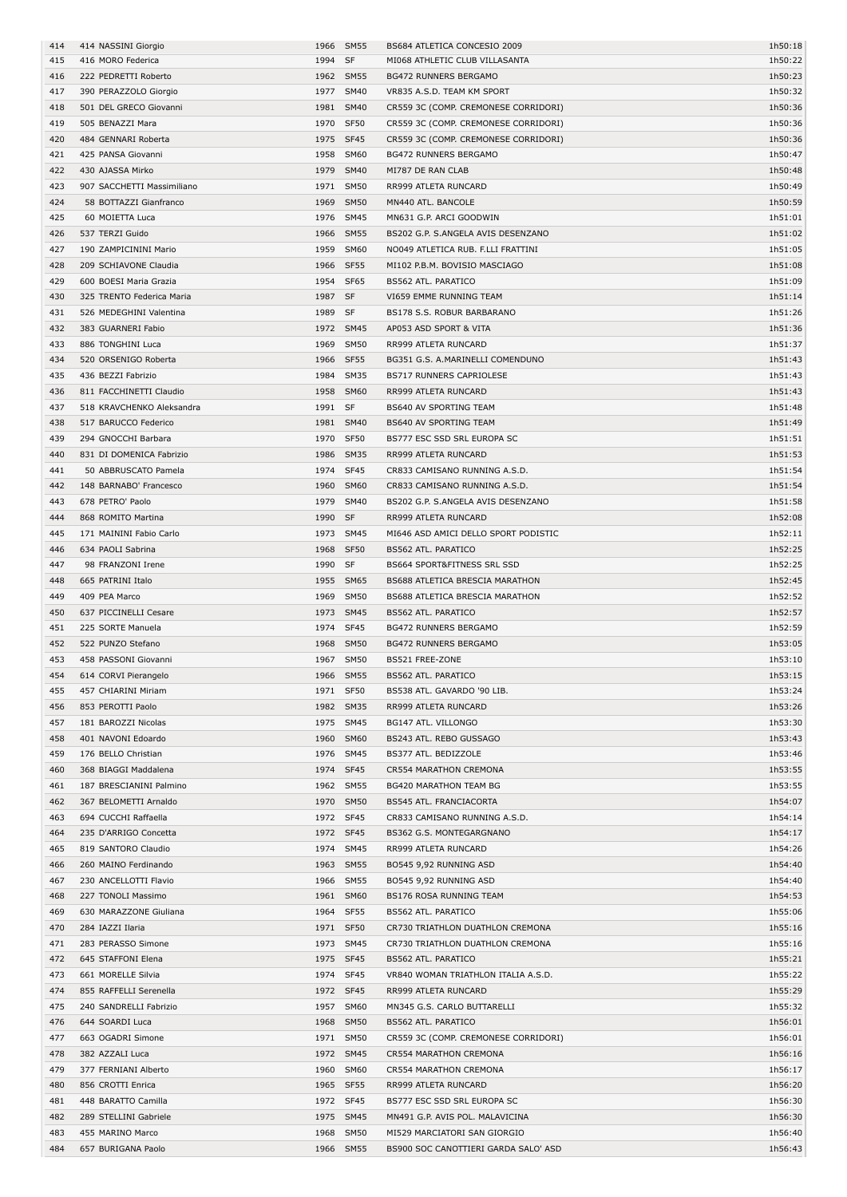| | | | | | |
|---|---|---|---|---|---|
| 414 | 414 NASSINI Giorgio | 1966 | SM55 | BS684 ATLETICA CONCESIO 2009 | 1h50:18 |
| 415 | 416 MORO Federica | 1994 | SF | MI068 ATHLETIC CLUB VILLASANTA | 1h50:22 |
| 416 | 222 PEDRETTI Roberto | 1962 | SM55 | BG472 RUNNERS BERGAMO | 1h50:23 |
| 417 | 390 PERAZZOLO Giorgio | 1977 | SM40 | VR835 A.S.D. TEAM KM SPORT | 1h50:32 |
| 418 | 501 DEL GRECO Giovanni | 1981 | SM40 | CR559 3C (COMP. CREMONESE CORRIDORI) | 1h50:36 |
| 419 | 505 BENAZZI Mara | 1970 | SF50 | CR559 3C (COMP. CREMONESE CORRIDORI) | 1h50:36 |
| 420 | 484 GENNARI Roberta | 1975 | SF45 | CR559 3C (COMP. CREMONESE CORRIDORI) | 1h50:36 |
| 421 | 425 PANSA Giovanni | 1958 | SM60 | BG472 RUNNERS BERGAMO | 1h50:47 |
| 422 | 430 AJASSA Mirko | 1979 | SM40 | MI787 DE RAN CLAB | 1h50:48 |
| 423 | 907 SACCHETTI Massimiliano | 1971 | SM50 | RR999 ATLETA RUNCARD | 1h50:49 |
| 424 | 58 BOTTAZZI Gianfranco | 1969 | SM50 | MN440 ATL. BANCOLE | 1h50:59 |
| 425 | 60 MOIETTA Luca | 1976 | SM45 | MN631 G.P. ARCI GOODWIN | 1h51:01 |
| 426 | 537 TERZI Guido | 1966 | SM55 | BS202 G.P. S.ANGELA AVIS DESENZANO | 1h51:02 |
| 427 | 190 ZAMPICININI Mario | 1959 | SM60 | NO049 ATLETICA RUB. F.LLI FRATTINI | 1h51:05 |
| 428 | 209 SCHIAVONE Claudia | 1966 | SF55 | MI102 P.B.M. BOVISIO MASCIAGO | 1h51:08 |
| 429 | 600 BOESI Maria Grazia | 1954 | SF65 | BS562 ATL. PARATICO | 1h51:09 |
| 430 | 325 TRENTO Federica Maria | 1987 | SF | VI659 EMME RUNNING TEAM | 1h51:14 |
| 431 | 526 MEDEGHINI Valentina | 1989 | SF | BS178 S.S. ROBUR BARBARANO | 1h51:26 |
| 432 | 383 GUARNERI Fabio | 1972 | SM45 | AP053 ASD SPORT & VITA | 1h51:36 |
| 433 | 886 TONGHINI Luca | 1969 | SM50 | RR999 ATLETA RUNCARD | 1h51:37 |
| 434 | 520 ORSENIGO Roberta | 1966 | SF55 | BG351 G.S. A.MARINELLI COMENDUNO | 1h51:43 |
| 435 | 436 BEZZI Fabrizio | 1984 | SM35 | BS717 RUNNERS CAPRIOLESE | 1h51:43 |
| 436 | 811 FACCHINETTI Claudio | 1958 | SM60 | RR999 ATLETA RUNCARD | 1h51:43 |
| 437 | 518 KRAVCHENKO Aleksandra | 1991 | SF | BS640 AV SPORTING TEAM | 1h51:48 |
| 438 | 517 BARUCCO Federico | 1981 | SM40 | BS640 AV SPORTING TEAM | 1h51:49 |
| 439 | 294 GNOCCHI Barbara | 1970 | SF50 | BS777 ESC SSD SRL EUROPA SC | 1h51:51 |
| 440 | 831 DI DOMENICA Fabrizio | 1986 | SM35 | RR999 ATLETA RUNCARD | 1h51:53 |
| 441 | 50 ABBRUSCATO Pamela | 1974 | SF45 | CR833 CAMISANO RUNNING A.S.D. | 1h51:54 |
| 442 | 148 BARNABO' Francesco | 1960 | SM60 | CR833 CAMISANO RUNNING A.S.D. | 1h51:54 |
| 443 | 678 PETRO' Paolo | 1979 | SM40 | BS202 G.P. S.ANGELA AVIS DESENZANO | 1h51:58 |
| 444 | 868 ROMITO Martina | 1990 | SF | RR999 ATLETA RUNCARD | 1h52:08 |
| 445 | 171 MAININI Fabio Carlo | 1973 | SM45 | MI646 ASD AMICI DELLO SPORT PODISTIC | 1h52:11 |
| 446 | 634 PAOLI Sabrina | 1968 | SF50 | BS562 ATL. PARATICO | 1h52:25 |
| 447 | 98 FRANZONI Irene | 1990 | SF | BS664 SPORT&FITNESS SRL SSD | 1h52:25 |
| 448 | 665 PATRINI Italo | 1955 | SM65 | BS688 ATLETICA BRESCIA MARATHON | 1h52:45 |
| 449 | 409 PEA Marco | 1969 | SM50 | BS688 ATLETICA BRESCIA MARATHON | 1h52:52 |
| 450 | 637 PICCINELLI Cesare | 1973 | SM45 | BS562 ATL. PARATICO | 1h52:57 |
| 451 | 225 SORTE Manuela | 1974 | SF45 | BG472 RUNNERS BERGAMO | 1h52:59 |
| 452 | 522 PUNZO Stefano | 1968 | SM50 | BG472 RUNNERS BERGAMO | 1h53:05 |
| 453 | 458 PASSONI Giovanni | 1967 | SM50 | BS521 FREE-ZONE | 1h53:10 |
| 454 | 614 CORVI Pierangelo | 1966 | SM55 | BS562 ATL. PARATICO | 1h53:15 |
| 455 | 457 CHIARINI Miriam | 1971 | SF50 | BS538 ATL. GAVARDO '90 LIB. | 1h53:24 |
| 456 | 853 PEROTTI Paolo | 1982 | SM35 | RR999 ATLETA RUNCARD | 1h53:26 |
| 457 | 181 BAROZZI Nicolas | 1975 | SM45 | BG147 ATL. VILLONGO | 1h53:30 |
| 458 | 401 NAVONI Edoardo | 1960 | SM60 | BS243 ATL. REBO GUSSAGO | 1h53:43 |
| 459 | 176 BELLO Christian | 1976 | SM45 | BS377 ATL. BEDIZZOLE | 1h53:46 |
| 460 | 368 BIAGGI Maddalena | 1974 | SF45 | CR554 MARATHON CREMONA | 1h53:55 |
| 461 | 187 BRESCIANINI Palmino | 1962 | SM55 | BG420 MARATHON TEAM BG | 1h53:55 |
| 462 | 367 BELOMETTI Arnaldo | 1970 | SM50 | BS545 ATL. FRANCIACORTA | 1h54:07 |
| 463 | 694 CUCCHI Raffaella | 1972 | SF45 | CR833 CAMISANO RUNNING A.S.D. | 1h54:14 |
| 464 | 235 D'ARRIGO Concetta | 1972 | SF45 | BS362 G.S. MONTEGARGNANO | 1h54:17 |
| 465 | 819 SANTORO Claudio | 1974 | SM45 | RR999 ATLETA RUNCARD | 1h54:26 |
| 466 | 260 MAINO Ferdinando | 1963 | SM55 | BO545 9,92 RUNNING ASD | 1h54:40 |
| 467 | 230 ANCELLOTTI Flavio | 1966 | SM55 | BO545 9,92 RUNNING ASD | 1h54:40 |
| 468 | 227 TONOLI Massimo | 1961 | SM60 | BS176 ROSA RUNNING TEAM | 1h54:53 |
| 469 | 630 MARAZZONE Giuliana | 1964 | SF55 | BS562 ATL. PARATICO | 1h55:06 |
| 470 | 284 IAZZI Ilaria | 1971 | SF50 | CR730 TRIATHLON DUATHLON CREMONA | 1h55:16 |
| 471 | 283 PERASSO Simone | 1973 | SM45 | CR730 TRIATHLON DUATHLON CREMONA | 1h55:16 |
| 472 | 645 STAFFONI Elena | 1975 | SF45 | BS562 ATL. PARATICO | 1h55:21 |
| 473 | 661 MORELLE Silvia | 1974 | SF45 | VR840 WOMAN TRIATHLON ITALIA A.S.D. | 1h55:22 |
| 474 | 855 RAFFELLI Serenella | 1972 | SF45 | RR999 ATLETA RUNCARD | 1h55:29 |
| 475 | 240 SANDRELLI Fabrizio | 1957 | SM60 | MN345 G.S. CARLO BUTTARELLI | 1h55:32 |
| 476 | 644 SOARDI Luca | 1968 | SM50 | BS562 ATL. PARATICO | 1h56:01 |
| 477 | 663 OGADRI Simone | 1971 | SM50 | CR559 3C (COMP. CREMONESE CORRIDORI) | 1h56:01 |
| 478 | 382 AZZALI Luca | 1972 | SM45 | CR554 MARATHON CREMONA | 1h56:16 |
| 479 | 377 FERNIANI Alberto | 1960 | SM60 | CR554 MARATHON CREMONA | 1h56:17 |
| 480 | 856 CROTTI Enrica | 1965 | SF55 | RR999 ATLETA RUNCARD | 1h56:20 |
| 481 | 448 BARATTO Camilla | 1972 | SF45 | BS777 ESC SSD SRL EUROPA SC | 1h56:30 |
| 482 | 289 STELLINI Gabriele | 1975 | SM45 | MN491 G.P. AVIS POL. MALAVICINA | 1h56:30 |
| 483 | 455 MARINO Marco | 1968 | SM50 | MI529 MARCIATORI SAN GIORGIO | 1h56:40 |
| 484 | 657 BURIGANA Paolo | 1966 | SM55 | BS900 SOC CANOTTIERI GARDA SALO' ASD | 1h56:43 |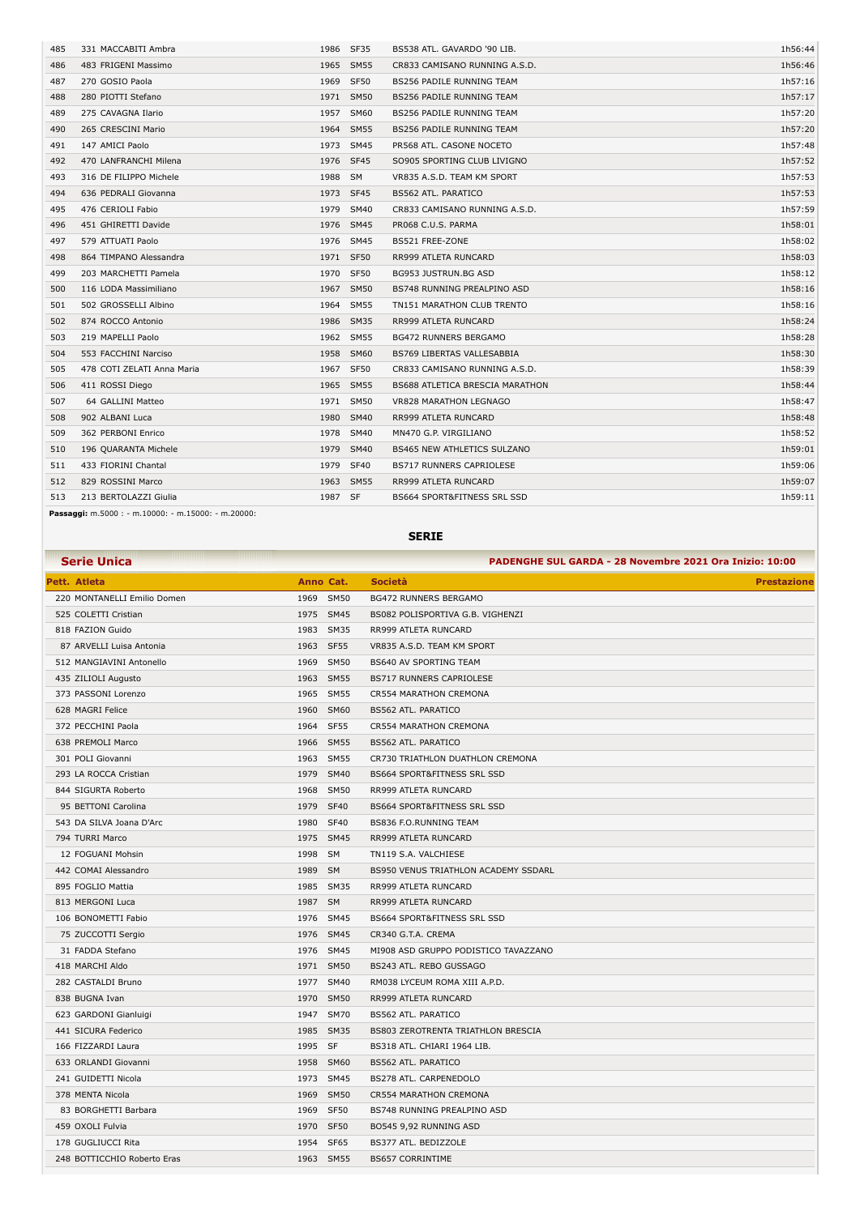| | | | | | |
|---|---|---|---|---|---|
| 485 | 331 MACCABITI Ambra | 1986 | SF35 | BS538 ATL. GAVARDO '90 LIB. | 1h56:44 |
| 486 | 483 FRIGENI Massimo | 1965 | SM55 | CR833 CAMISANO RUNNING A.S.D. | 1h56:46 |
| 487 | 270 GOSIO Paola | 1969 | SF50 | BS256 PADILE RUNNING TEAM | 1h57:16 |
| 488 | 280 PIOTTI Stefano | 1971 | SM50 | BS256 PADILE RUNNING TEAM | 1h57:17 |
| 489 | 275 CAVAGNA Ilario | 1957 | SM60 | BS256 PADILE RUNNING TEAM | 1h57:20 |
| 490 | 265 CRESCINI Mario | 1964 | SM55 | BS256 PADILE RUNNING TEAM | 1h57:20 |
| 491 | 147 AMICI Paolo | 1973 | SM45 | PR568 ATL. CASONE NOCETO | 1h57:48 |
| 492 | 470 LANFRANCHI Milena | 1976 | SF45 | SO905 SPORTING CLUB LIVIGNO | 1h57:52 |
| 493 | 316 DE FILIPPO Michele | 1988 | SM | VR835 A.S.D. TEAM KM SPORT | 1h57:53 |
| 494 | 636 PEDRALI Giovanna | 1973 | SF45 | BS562 ATL. PARATICO | 1h57:53 |
| 495 | 476 CERIOLI Fabio | 1979 | SM40 | CR833 CAMISANO RUNNING A.S.D. | 1h57:59 |
| 496 | 451 GHIRETTI Davide | 1976 | SM45 | PR068 C.U.S. PARMA | 1h58:01 |
| 497 | 579 ATTUATI Paolo | 1976 | SM45 | BS521 FREE-ZONE | 1h58:02 |
| 498 | 864 TIMPANO Alessandra | 1971 | SF50 | RR999 ATLETA RUNCARD | 1h58:03 |
| 499 | 203 MARCHETTI Pamela | 1970 | SF50 | BG953 JUSTRUN.BG ASD | 1h58:12 |
| 500 | 116 LODA Massimiliano | 1967 | SM50 | BS748 RUNNING PREALPINO ASD | 1h58:16 |
| 501 | 502 GROSSELLI Albino | 1964 | SM55 | TN151 MARATHON CLUB TRENTO | 1h58:16 |
| 502 | 874 ROCCO Antonio | 1986 | SM35 | RR999 ATLETA RUNCARD | 1h58:24 |
| 503 | 219 MAPELLI Paolo | 1962 | SM55 | BG472 RUNNERS BERGAMO | 1h58:28 |
| 504 | 553 FACCHINI Narciso | 1958 | SM60 | BS769 LIBERTAS VALLESABBIA | 1h58:30 |
| 505 | 478 COTI ZELATI Anna Maria | 1967 | SF50 | CR833 CAMISANO RUNNING A.S.D. | 1h58:39 |
| 506 | 411 ROSSI Diego | 1965 | SM55 | BS688 ATLETICA BRESCIA MARATHON | 1h58:44 |
| 507 | 64 GALLINI Matteo | 1971 | SM50 | VR828 MARATHON LEGNAGO | 1h58:47 |
| 508 | 902 ALBANI Luca | 1980 | SM40 | RR999 ATLETA RUNCARD | 1h58:48 |
| 509 | 362 PERBONI Enrico | 1978 | SM40 | MN470 G.P. VIRGILIANO | 1h58:52 |
| 510 | 196 QUARANTA Michele | 1979 | SM40 | BS465 NEW ATHLETICS SULZANO | 1h59:01 |
| 511 | 433 FIORINI Chantal | 1979 | SF40 | BS717 RUNNERS CAPRIOLESE | 1h59:06 |
| 512 | 829 ROSSINI Marco | 1963 | SM55 | RR999 ATLETA RUNCARD | 1h59:07 |
| 513 | 213 BERTOLAZZI Giulia | 1987 | SF | BS664 SPORT&FITNESS SRL SSD | 1h59:11 |

**Passaggi:** m.5000 : - m.10000: - m.15000: - m.20000:

## SERIE

### Serie Unica

**PADENGHE SUL GARDA - 28 Novembre 2021 Ora Inizio: 10:00**

| Pett. Atleta | Anno | Cat. | Società | Prestazione |
|---|---|---|---|---|
| 220 MONTANELLI Emilio Domen | 1969 | SM50 | BG472 RUNNERS BERGAMO | |
| 525 COLETTI Cristian | 1975 | SM45 | BS082 POLISPORTIVA G.B. VIGHENZI | |
| 818 FAZION Guido | 1983 | SM35 | RR999 ATLETA RUNCARD | |
| 87 ARVELLI Luisa Antonia | 1963 | SF55 | VR835 A.S.D. TEAM KM SPORT | |
| 512 MANGIAVINI Antonello | 1969 | SM50 | BS640 AV SPORTING TEAM | |
| 435 ZILIOLI Augusto | 1963 | SM55 | BS717 RUNNERS CAPRIOLESE | |
| 373 PASSONI Lorenzo | 1965 | SM55 | CR554 MARATHON CREMONA | |
| 628 MAGRI Felice | 1960 | SM60 | BS562 ATL. PARATICO | |
| 372 PECCHINI Paola | 1964 | SF55 | CR554 MARATHON CREMONA | |
| 638 PREMOLI Marco | 1966 | SM55 | BS562 ATL. PARATICO | |
| 301 POLI Giovanni | 1963 | SM55 | CR730 TRIATHLON DUATHLON CREMONA | |
| 293 LA ROCCA Cristian | 1979 | SM40 | BS664 SPORT&FITNESS SRL SSD | |
| 844 SIGURTA Roberto | 1968 | SM50 | RR999 ATLETA RUNCARD | |
| 95 BETTONI Carolina | 1979 | SF40 | BS664 SPORT&FITNESS SRL SSD | |
| 543 DA SILVA Joana D'Arc | 1980 | SF40 | BS836 F.O.RUNNING TEAM | |
| 794 TURRI Marco | 1975 | SM45 | RR999 ATLETA RUNCARD | |
| 12 FOGUANI Mohsin | 1998 | SM | TN119 S.A. VALCHIESE | |
| 442 COMAI Alessandro | 1989 | SM | BS950 VENUS TRIATHLON ACADEMY SSDARL | |
| 895 FOGLIO Mattia | 1985 | SM35 | RR999 ATLETA RUNCARD | |
| 813 MERGONI Luca | 1987 | SM | RR999 ATLETA RUNCARD | |
| 106 BONOMETTI Fabio | 1976 | SM45 | BS664 SPORT&FITNESS SRL SSD | |
| 75 ZUCCOTTI Sergio | 1976 | SM45 | CR340 G.T.A. CREMA | |
| 31 FADDA Stefano | 1976 | SM45 | MI908 ASD GRUPPO PODISTICO TAVAZZANO | |
| 418 MARCHI Aldo | 1971 | SM50 | BS243 ATL. REBO GUSSAGO | |
| 282 CASTALDI Bruno | 1977 | SM40 | RM038 LYCEUM ROMA XIII A.P.D. | |
| 838 BUGNA Ivan | 1970 | SM50 | RR999 ATLETA RUNCARD | |
| 623 GARDONI Gianluigi | 1947 | SM70 | BS562 ATL. PARATICO | |
| 441 SICURA Federico | 1985 | SM35 | BS803 ZEROTRENTA TRIATHLON BRESCIA | |
| 166 FIZZARDI Laura | 1995 | SF | BS318 ATL. CHIARI 1964 LIB. | |
| 633 ORLANDI Giovanni | 1958 | SM60 | BS562 ATL. PARATICO | |
| 241 GUIDETTI Nicola | 1973 | SM45 | BS278 ATL. CARPENEDOLO | |
| 378 MENTA Nicola | 1969 | SM50 | CR554 MARATHON CREMONA | |
| 83 BORGHETTI Barbara | 1969 | SF50 | BS748 RUNNING PREALPINO ASD | |
| 459 OXOLI Fulvia | 1970 | SF50 | BO545 9,92 RUNNING ASD | |
| 178 GUGLIUCCI Rita | 1954 | SF65 | BS377 ATL. BEDIZZOLE | |
| 248 BOTTICCHIO Roberto Eras | 1963 | SM55 | BS657 CORRINTIME | |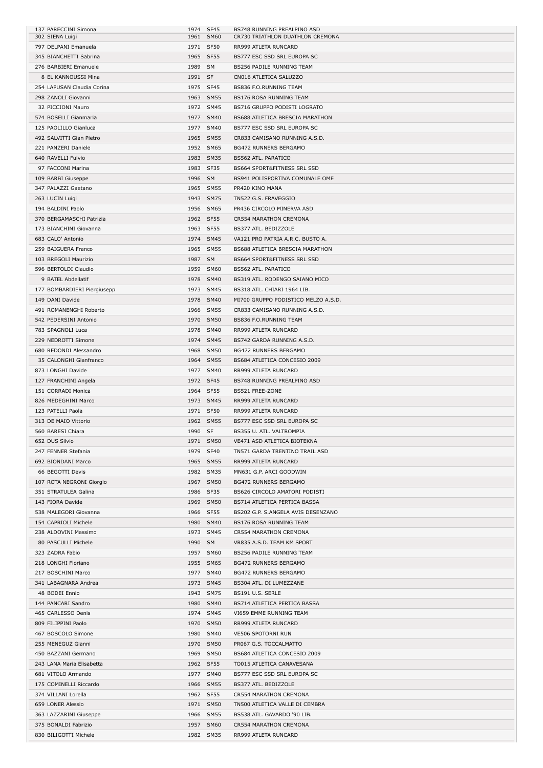| | | | | |
|---|---|---|---|---|
| 137 | PARECCINI Simona | 1974 | SF45 | BS748 RUNNING PREALPINO ASD |
| 302 | SIENA Luigi | 1961 | SM60 | CR730 TRIATHLON DUATHLON CREMONA |
| 797 | DELPANI Emanuela | 1971 | SF50 | RR999 ATLETA RUNCARD |
| 345 | BIANCHETTI Sabrina | 1965 | SF55 | BS777 ESC SSD SRL EUROPA SC |
| 276 | BARBIERI Emanuele | 1989 | SM | BS256 PADILE RUNNING TEAM |
| 8 | EL KANNOUSSI Mina | 1991 | SF | CN016 ATLETICA SALUZZO |
| 254 | LAPUSAN Claudia Corina | 1975 | SF45 | BS836 F.O.RUNNING TEAM |
| 298 | ZANOLI Giovanni | 1963 | SM55 | BS176 ROSA RUNNING TEAM |
| 32 | PICCIONI Mauro | 1972 | SM45 | BS716 GRUPPO PODISTI LOGRATO |
| 574 | BOSELLI Gianmaria | 1977 | SM40 | BS688 ATLETICA BRESCIA MARATHON |
| 125 | PAOLILLO Gianluca | 1977 | SM40 | BS777 ESC SSD SRL EUROPA SC |
| 492 | SALVITTI Gian Pietro | 1965 | SM55 | CR833 CAMISANO RUNNING A.S.D. |
| 221 | PANZERI Daniele | 1952 | SM65 | BG472 RUNNERS BERGAMO |
| 640 | RAVELLI Fulvio | 1983 | SM35 | BS562 ATL. PARATICO |
| 97 | FACCONI Marina | 1983 | SF35 | BS664 SPORT&FITNESS SRL SSD |
| 109 | BARBI Giuseppe | 1996 | SM | BS941 POLISPORTIVA COMUNALE OME |
| 347 | PALAZZI Gaetano | 1965 | SM55 | PR420 KINO MANA |
| 263 | LUCIN Luigi | 1943 | SM75 | TN522 G.S. FRAVEGGIO |
| 194 | BALDINI Paolo | 1956 | SM65 | PR436 CIRCOLO MINERVA ASD |
| 370 | BERGAMASCHI Patrizia | 1962 | SF55 | CR554 MARATHON CREMONA |
| 173 | BIANCHINI Giovanna | 1963 | SF55 | BS377 ATL. BEDIZZOLE |
| 683 | CALO' Antonio | 1974 | SM45 | VA121 PRO PATRIA A.R.C. BUSTO A. |
| 259 | BAIGUERA Franco | 1965 | SM55 | BS688 ATLETICA BRESCIA MARATHON |
| 103 | BREGOLI Maurizio | 1987 | SM | BS664 SPORT&FITNESS SRL SSD |
| 596 | BERTOLDI Claudio | 1959 | SM60 | BS562 ATL. PARATICO |
| 9 | BATEL Abdellatif | 1978 | SM40 | BS319 ATL. RODENGO SAIANO MICO |
| 177 | BOMBARDIERI Piergiusepp | 1973 | SM45 | BS318 ATL. CHIARI 1964 LIB. |
| 149 | DANI Davide | 1978 | SM40 | MI700 GRUPPO PODISTICO MELZO A.S.D. |
| 491 | ROMANENGHI Roberto | 1966 | SM55 | CR833 CAMISANO RUNNING A.S.D. |
| 542 | PEDERSINI Antonio | 1970 | SM50 | BS836 F.O.RUNNING TEAM |
| 783 | SPAGNOLI Luca | 1978 | SM40 | RR999 ATLETA RUNCARD |
| 229 | NEDROTTI Simone | 1974 | SM45 | BS742 GARDA RUNNING A.S.D. |
| 680 | REDONDI Alessandro | 1968 | SM50 | BG472 RUNNERS BERGAMO |
| 35 | CALONGHI Gianfranco | 1964 | SM55 | BS684 ATLETICA CONCESIO 2009 |
| 873 | LONGHI Davide | 1977 | SM40 | RR999 ATLETA RUNCARD |
| 127 | FRANCHINI Angela | 1972 | SF45 | BS748 RUNNING PREALPINO ASD |
| 151 | CORRADI Monica | 1964 | SF55 | BS521 FREE-ZONE |
| 826 | MEDEGHINI Marco | 1973 | SM45 | RR999 ATLETA RUNCARD |
| 123 | PATELLI Paola | 1971 | SF50 | RR999 ATLETA RUNCARD |
| 313 | DE MAIO Vittorio | 1962 | SM55 | BS777 ESC SSD SRL EUROPA SC |
| 560 | BARESI Chiara | 1990 | SF | BS355 U. ATL. VALTROMPIA |
| 652 | DUS Silvio | 1971 | SM50 | VE471 ASD ATLETICA BIOTEKNA |
| 247 | FENNER Stefania | 1979 | SF40 | TN571 GARDA TRENTINO TRAIL ASD |
| 692 | BIONDANI Marco | 1965 | SM55 | RR999 ATLETA RUNCARD |
| 66 | BEGOTTI Devis | 1982 | SM35 | MN631 G.P. ARCI GOODWIN |
| 107 | ROTA NEGRONI Giorgio | 1967 | SM50 | BG472 RUNNERS BERGAMO |
| 351 | STRATULEA Galina | 1986 | SF35 | BS626 CIRCOLO AMATORI PODISTI |
| 143 | FIORA Davide | 1969 | SM50 | BS714 ATLETICA PERTICA BASSA |
| 538 | MALEGORI Giovanna | 1966 | SF55 | BS202 G.P. S.ANGELA AVIS DESENZANO |
| 154 | CAPRIOLI Michele | 1980 | SM40 | BS176 ROSA RUNNING TEAM |
| 238 | ALDOVINI Massimo | 1973 | SM45 | CR554 MARATHON CREMONA |
| 80 | PASCULLI Michele | 1990 | SM | VR835 A.S.D. TEAM KM SPORT |
| 323 | ZADRA Fabio | 1957 | SM60 | BS256 PADILE RUNNING TEAM |
| 218 | LONGHI Floriano | 1955 | SM65 | BG472 RUNNERS BERGAMO |
| 217 | BOSCHINI Marco | 1977 | SM40 | BG472 RUNNERS BERGAMO |
| 341 | LABAGNARA Andrea | 1973 | SM45 | BS304 ATL. DI LUMEZZANE |
| 48 | BODEI Ennio | 1943 | SM75 | BS191 U.S. SERLE |
| 144 | PANCARI Sandro | 1980 | SM40 | BS714 ATLETICA PERTICA BASSA |
| 465 | CARLESSO Denis | 1974 | SM45 | VI659 EMME RUNNING TEAM |
| 809 | FILIPPINI Paolo | 1970 | SM50 | RR999 ATLETA RUNCARD |
| 467 | BOSCOLO Simone | 1980 | SM40 | VE506 SPOTORNI RUN |
| 255 | MENEGUZ Gianni | 1970 | SM50 | PR067 G.S. TOCCALMATTO |
| 450 | BAZZANI Germano | 1969 | SM50 | BS684 ATLETICA CONCESIO 2009 |
| 243 | LANA Maria Elisabetta | 1962 | SF55 | TO015 ATLETICA CANAVESANA |
| 681 | VITOLO Armando | 1977 | SM40 | BS777 ESC SSD SRL EUROPA SC |
| 175 | COMINELLI Riccardo | 1966 | SM55 | BS377 ATL. BEDIZZOLE |
| 374 | VILLANI Lorella | 1962 | SF55 | CR554 MARATHON CREMONA |
| 659 | LONER Alessio | 1971 | SM50 | TN500 ATLETICA VALLE DI CEMBRA |
| 363 | LAZZARINI Giuseppe | 1966 | SM55 | BS538 ATL. GAVARDO '90 LIB. |
| 375 | BONALDI Fabrizio | 1957 | SM60 | CR554 MARATHON CREMONA |
| 830 | BILIGOTTI Michele | 1982 | SM35 | RR999 ATLETA RUNCARD |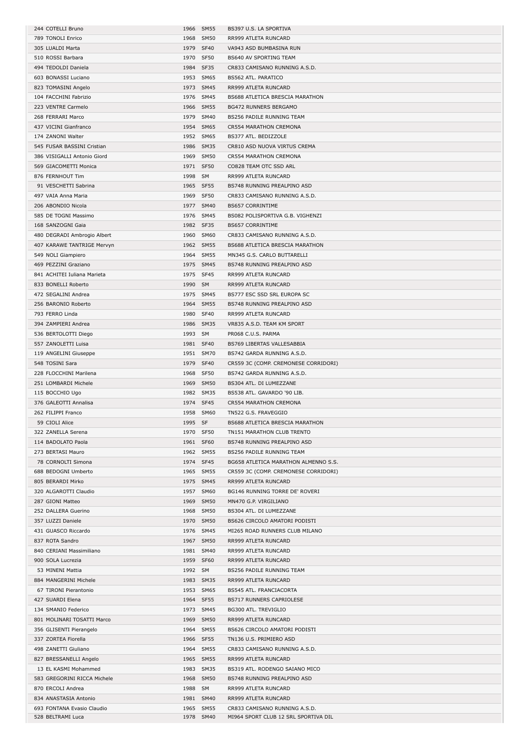| | | | | |
|---|---|---|---|---|
| 244 | COTELLI Bruno | 1966 | SM55 | BS397 U.S. LA SPORTIVA |
| 789 | TONOLI Enrico | 1968 | SM50 | RR999 ATLETA RUNCARD |
| 305 | LUALDI Marta | 1979 | SF40 | VA943 ASD BUMBASINA RUN |
| 510 | ROSSI Barbara | 1970 | SF50 | BS640 AV SPORTING TEAM |
| 494 | TEDOLDI Daniela | 1984 | SF35 | CR833 CAMISANO RUNNING A.S.D. |
| 603 | BONASSI Luciano | 1953 | SM65 | BS562 ATL. PARATICO |
| 823 | TOMASINI Angelo | 1973 | SM45 | RR999 ATLETA RUNCARD |
| 104 | FACCHINI Fabrizio | 1976 | SM45 | BS688 ATLETICA BRESCIA MARATHON |
| 223 | VENTRE Carmelo | 1966 | SM55 | BG472 RUNNERS BERGAMO |
| 268 | FERRARI Marco | 1979 | SM40 | BS256 PADILE RUNNING TEAM |
| 437 | VICINI Gianfranco | 1954 | SM65 | CR554 MARATHON CREMONA |
| 174 | ZANONI Walter | 1952 | SM65 | BS377 ATL. BEDIZZOLE |
| 545 | FUSAR BASSINI Cristian | 1986 | SM35 | CR810 ASD NUOVA VIRTUS CREMA |
| 386 | VISIGALLI Antonio Giord | 1969 | SM50 | CR554 MARATHON CREMONA |
| 569 | GIACOMETTI Monica | 1971 | SF50 | CO828 TEAM OTC SSD ARL |
| 876 | FERNHOUT Tim | 1998 | SM | RR999 ATLETA RUNCARD |
| 91 | VESCHETTI Sabrina | 1965 | SF55 | BS748 RUNNING PREALPINO ASD |
| 497 | VAIA Anna Maria | 1969 | SF50 | CR833 CAMISANO RUNNING A.S.D. |
| 206 | ABONDIO Nicola | 1977 | SM40 | BS657 CORRINTIME |
| 585 | DE TOGNI Massimo | 1976 | SM45 | BS082 POLISPORTIVA G.B. VIGHENZI |
| 168 | SANZOGNI Gaia | 1982 | SF35 | BS657 CORRINTIME |
| 480 | DEGRADI Ambrogio Albert | 1960 | SM60 | CR833 CAMISANO RUNNING A.S.D. |
| 407 | KARAWE TANTRIGE Mervyn | 1962 | SM55 | BS688 ATLETICA BRESCIA MARATHON |
| 549 | NOLI Giampiero | 1964 | SM55 | MN345 G.S. CARLO BUTTARELLI |
| 469 | PEZZINI Graziano | 1975 | SM45 | BS748 RUNNING PREALPINO ASD |
| 841 | ACHITEI Iuliana Marieta | 1975 | SF45 | RR999 ATLETA RUNCARD |
| 833 | BONELLI Roberto | 1990 | SM | RR999 ATLETA RUNCARD |
| 472 | SEGALINI Andrea | 1975 | SM45 | BS777 ESC SSD SRL EUROPA SC |
| 256 | BARONIO Roberto | 1964 | SM55 | BS748 RUNNING PREALPINO ASD |
| 793 | FERRO Linda | 1980 | SF40 | RR999 ATLETA RUNCARD |
| 394 | ZAMPIERI Andrea | 1986 | SM35 | VR835 A.S.D. TEAM KM SPORT |
| 536 | BERTOLOTTI Diego | 1993 | SM | PR068 C.U.S. PARMA |
| 557 | ZANOLETTI Luisa | 1981 | SF40 | BS769 LIBERTAS VALLESABBIA |
| 119 | ANGELINI Giuseppe | 1951 | SM70 | BS742 GARDA RUNNING A.S.D. |
| 548 | TOSINI Sara | 1979 | SF40 | CR559 3C (COMP. CREMONESE CORRIDORI) |
| 228 | FLOCCHINI Marilena | 1968 | SF50 | BS742 GARDA RUNNING A.S.D. |
| 251 | LOMBARDI Michele | 1969 | SM50 | BS304 ATL. DI LUMEZZANE |
| 115 | BOCCHIO Ugo | 1982 | SM35 | BS538 ATL. GAVARDO '90 LIB. |
| 376 | GALEOTTI Annalisa | 1974 | SF45 | CR554 MARATHON CREMONA |
| 262 | FILIPPI Franco | 1958 | SM60 | TN522 G.S. FRAVEGGIO |
| 59 | CIOLI Alice | 1995 | SF | BS688 ATLETICA BRESCIA MARATHON |
| 322 | ZANELLA Serena | 1970 | SF50 | TN151 MARATHON CLUB TRENTO |
| 114 | BADOLATO Paola | 1961 | SF60 | BS748 RUNNING PREALPINO ASD |
| 273 | BERTASI Mauro | 1962 | SM55 | BS256 PADILE RUNNING TEAM |
| 78 | CORNOLTI Simona | 1974 | SF45 | BG658 ATLETICA MARATHON ALMENNO S.S. |
| 688 | BEDOGNI Umberto | 1965 | SM55 | CR559 3C (COMP. CREMONESE CORRIDORI) |
| 805 | BERARDI Mirko | 1975 | SM45 | RR999 ATLETA RUNCARD |
| 320 | ALGAROTTI Claudio | 1957 | SM60 | BG146 RUNNING TORRE DE' ROVERI |
| 287 | GIONI Matteo | 1969 | SM50 | MN470 G.P. VIRGILIANO |
| 252 | DALLERA Guerino | 1968 | SM50 | BS304 ATL. DI LUMEZZANE |
| 357 | LUZZI Daniele | 1970 | SM50 | BS626 CIRCOLO AMATORI PODISTI |
| 431 | GUASCO Riccardo | 1976 | SM45 | MI265 ROAD RUNNERS CLUB MILANO |
| 837 | ROTA Sandro | 1967 | SM50 | RR999 ATLETA RUNCARD |
| 840 | CERIANI Massimiliano | 1981 | SM40 | RR999 ATLETA RUNCARD |
| 900 | SOLA Lucrezia | 1959 | SF60 | RR999 ATLETA RUNCARD |
| 53 | MINENI Mattia | 1992 | SM | BS256 PADILE RUNNING TEAM |
| 884 | MANGERINI Michele | 1983 | SM35 | RR999 ATLETA RUNCARD |
| 67 | TIRONI Pierantonio | 1953 | SM65 | BS545 ATL. FRANCIACORTA |
| 427 | SUARDI Elena | 1964 | SF55 | BS717 RUNNERS CAPRIOLESE |
| 134 | SMANIO Federico | 1973 | SM45 | BG300 ATL. TREVIGLIO |
| 801 | MOLINARI TOSATTI Marco | 1969 | SM50 | RR999 ATLETA RUNCARD |
| 356 | GLISENTI Pierangelo | 1964 | SM55 | BS626 CIRCOLO AMATORI PODISTI |
| 337 | ZORTEA Fiorella | 1966 | SF55 | TN136 U.S. PRIMIERO ASD |
| 498 | ZANETTI Giuliano | 1964 | SM55 | CR833 CAMISANO RUNNING A.S.D. |
| 827 | BRESSANELLI Angelo | 1965 | SM55 | RR999 ATLETA RUNCARD |
| 13 | EL KASMI Mohammed | 1983 | SM35 | BS319 ATL. RODENGO SAIANO MICO |
| 583 | GREGORINI RICCA Michele | 1968 | SM50 | BS748 RUNNING PREALPINO ASD |
| 870 | ERCOLI Andrea | 1988 | SM | RR999 ATLETA RUNCARD |
| 834 | ANASTASIA Antonio | 1981 | SM40 | RR999 ATLETA RUNCARD |
| 693 | FONTANA Evasio Claudio | 1965 | SM55 | CR833 CAMISANO RUNNING A.S.D. |
| 528 | BELTRAMI Luca | 1978 | SM40 | MI964 SPORT CLUB 12 SRL SPORTIVA DIL |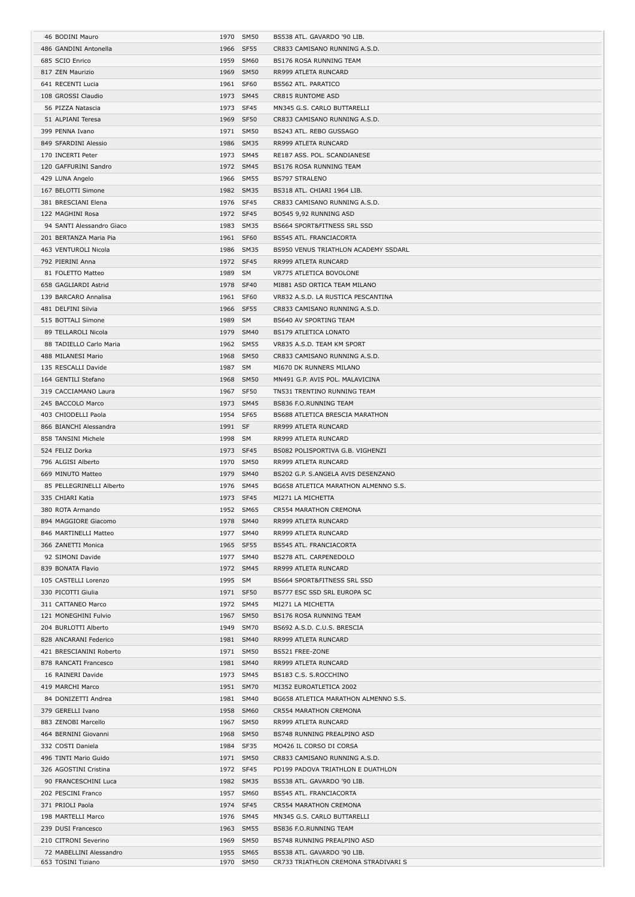| | | | | |
|---|---|---|---|---|
| 46 | BODINI Mauro | 1970 | SM50 | BS538 ATL. GAVARDO '90 LIB. |
| 486 | GANDINI Antonella | 1966 | SF55 | CR833 CAMISANO RUNNING A.S.D. |
| 685 | SCIO Enrico | 1959 | SM60 | BS176 ROSA RUNNING TEAM |
| 817 | ZEN Maurizio | 1969 | SM50 | RR999 ATLETA RUNCARD |
| 641 | RECENTI Lucia | 1961 | SF60 | BS562 ATL. PARATICO |
| 108 | GROSSI Claudio | 1973 | SM45 | CR815 RUNTOME ASD |
| 56 | PIZZA Natascia | 1973 | SF45 | MN345 G.S. CARLO BUTTARELLI |
| 51 | ALPIANI Teresa | 1969 | SF50 | CR833 CAMISANO RUNNING A.S.D. |
| 399 | PENNA Ivano | 1971 | SM50 | BS243 ATL. REBO GUSSAGO |
| 849 | SFARDINI Alessio | 1986 | SM35 | RR999 ATLETA RUNCARD |
| 170 | INCERTI Peter | 1973 | SM45 | RE187 ASS. POL. SCANDIANESE |
| 120 | GAFFURINI Sandro | 1972 | SM45 | BS176 ROSA RUNNING TEAM |
| 429 | LUNA Angelo | 1966 | SM55 | BS797 STRALENO |
| 167 | BELOTTI Simone | 1982 | SM35 | BS318 ATL. CHIARI 1964 LIB. |
| 381 | BRESCIANI Elena | 1976 | SF45 | CR833 CAMISANO RUNNING A.S.D. |
| 122 | MAGHINI Rosa | 1972 | SF45 | BO545 9,92 RUNNING ASD |
| 94 | SANTI Alessandro Giaco | 1983 | SM35 | BS664 SPORT&FITNESS SRL SSD |
| 201 | BERTANZA Maria Pia | 1961 | SF60 | BS545 ATL. FRANCIACORTA |
| 463 | VENTUROLI Nicola | 1986 | SM35 | BS950 VENUS TRIATHLON ACADEMY SSDARL |
| 792 | PIERINI Anna | 1972 | SF45 | RR999 ATLETA RUNCARD |
| 81 | FOLETTO Matteo | 1989 | SM | VR775 ATLETICA BOVOLONE |
| 658 | GAGLIARDI Astrid | 1978 | SF40 | MI881 ASD ORTICA TEAM MILANO |
| 139 | BARCARO Annalisa | 1961 | SF60 | VR832 A.S.D. LA RUSTICA PESCANTINA |
| 481 | DELFINI Silvia | 1966 | SF55 | CR833 CAMISANO RUNNING A.S.D. |
| 515 | BOTTALI Simone | 1989 | SM | BS640 AV SPORTING TEAM |
| 89 | TELLAROLI Nicola | 1979 | SM40 | BS179 ATLETICA LONATO |
| 88 | TADIELLO Carlo Maria | 1962 | SM55 | VR835 A.S.D. TEAM KM SPORT |
| 488 | MILANESI Mario | 1968 | SM50 | CR833 CAMISANO RUNNING A.S.D. |
| 135 | RESCALLI Davide | 1987 | SM | MI670 DK RUNNERS MILANO |
| 164 | GENTILI Stefano | 1968 | SM50 | MN491 G.P. AVIS POL. MALAVICINA |
| 319 | CACCIAMANO Laura | 1967 | SF50 | TN531 TRENTINO RUNNING TEAM |
| 245 | BACCOLO Marco | 1973 | SM45 | BS836 F.O.RUNNING TEAM |
| 403 | CHIODELLI Paola | 1954 | SF65 | BS688 ATLETICA BRESCIA MARATHON |
| 866 | BIANCHI Alessandra | 1991 | SF | RR999 ATLETA RUNCARD |
| 858 | TANSINI Michele | 1998 | SM | RR999 ATLETA RUNCARD |
| 524 | FELIZ Dorka | 1973 | SF45 | BS082 POLISPORTIVA G.B. VIGHENZI |
| 796 | ALGISI Alberto | 1970 | SM50 | RR999 ATLETA RUNCARD |
| 669 | MINUTO Matteo | 1979 | SM40 | BS202 G.P. S.ANGELA AVIS DESENZANO |
| 85 | PELLEGRINELLI Alberto | 1976 | SM45 | BG658 ATLETICA MARATHON ALMENNO S.S. |
| 335 | CHIARI Katia | 1973 | SF45 | MI271 LA MICHETTA |
| 380 | ROTA Armando | 1952 | SM65 | CR554 MARATHON CREMONA |
| 894 | MAGGIORE Giacomo | 1978 | SM40 | RR999 ATLETA RUNCARD |
| 846 | MARTINELLI Matteo | 1977 | SM40 | RR999 ATLETA RUNCARD |
| 366 | ZANETTI Monica | 1965 | SF55 | BS545 ATL. FRANCIACORTA |
| 92 | SIMONI Davide | 1977 | SM40 | BS278 ATL. CARPENEDOLO |
| 839 | BONATA Flavio | 1972 | SM45 | RR999 ATLETA RUNCARD |
| 105 | CASTELLI Lorenzo | 1995 | SM | BS664 SPORT&FITNESS SRL SSD |
| 330 | PICOTTI Giulia | 1971 | SF50 | BS777 ESC SSD SRL EUROPA SC |
| 311 | CATTANEO Marco | 1972 | SM45 | MI271 LA MICHETTA |
| 121 | MONEGHINI Fulvio | 1967 | SM50 | BS176 ROSA RUNNING TEAM |
| 204 | BURLOTTI Alberto | 1949 | SM70 | BS692 A.S.D. C.U.S. BRESCIA |
| 828 | ANCARANI Federico | 1981 | SM40 | RR999 ATLETA RUNCARD |
| 421 | BRESCIANINI Roberto | 1971 | SM50 | BS521 FREE-ZONE |
| 878 | RANCATI Francesco | 1981 | SM40 | RR999 ATLETA RUNCARD |
| 16 | RAINERI Davide | 1973 | SM45 | BS183 C.S. S.ROCCHINO |
| 419 | MARCHI Marco | 1951 | SM70 | MI352 EUROATLETICA 2002 |
| 84 | DONIZETTI Andrea | 1981 | SM40 | BG658 ATLETICA MARATHON ALMENNO S.S. |
| 379 | GERELLI Ivano | 1958 | SM60 | CR554 MARATHON CREMONA |
| 883 | ZENOBI Marcello | 1967 | SM50 | RR999 ATLETA RUNCARD |
| 464 | BERNINI Giovanni | 1968 | SM50 | BS748 RUNNING PREALPINO ASD |
| 332 | COSTI Daniela | 1984 | SF35 | MO426 IL CORSO DI CORSA |
| 496 | TINTI Mario Guido | 1971 | SM50 | CR833 CAMISANO RUNNING A.S.D. |
| 326 | AGOSTINI Cristina | 1972 | SF45 | PD199 PADOVA TRIATHLON E DUATHLON |
| 90 | FRANCESCHINI Luca | 1982 | SM35 | BS538 ATL. GAVARDO '90 LIB. |
| 202 | PESCINI Franco | 1957 | SM60 | BS545 ATL. FRANCIACORTA |
| 371 | PRIOLI Paola | 1974 | SF45 | CR554 MARATHON CREMONA |
| 198 | MARTELLI Marco | 1976 | SM45 | MN345 G.S. CARLO BUTTARELLI |
| 239 | DUSI Francesco | 1963 | SM55 | BS836 F.O.RUNNING TEAM |
| 210 | CITRONI Severino | 1969 | SM50 | BS748 RUNNING PREALPINO ASD |
| 72 | MABELLINI Alessandro | 1955 | SM65 | BS538 ATL. GAVARDO '90 LIB. |
| 653 | TOSINI Tiziano | 1970 | SM50 | CR733 TRIATHLON CREMONA STRADIVARI S |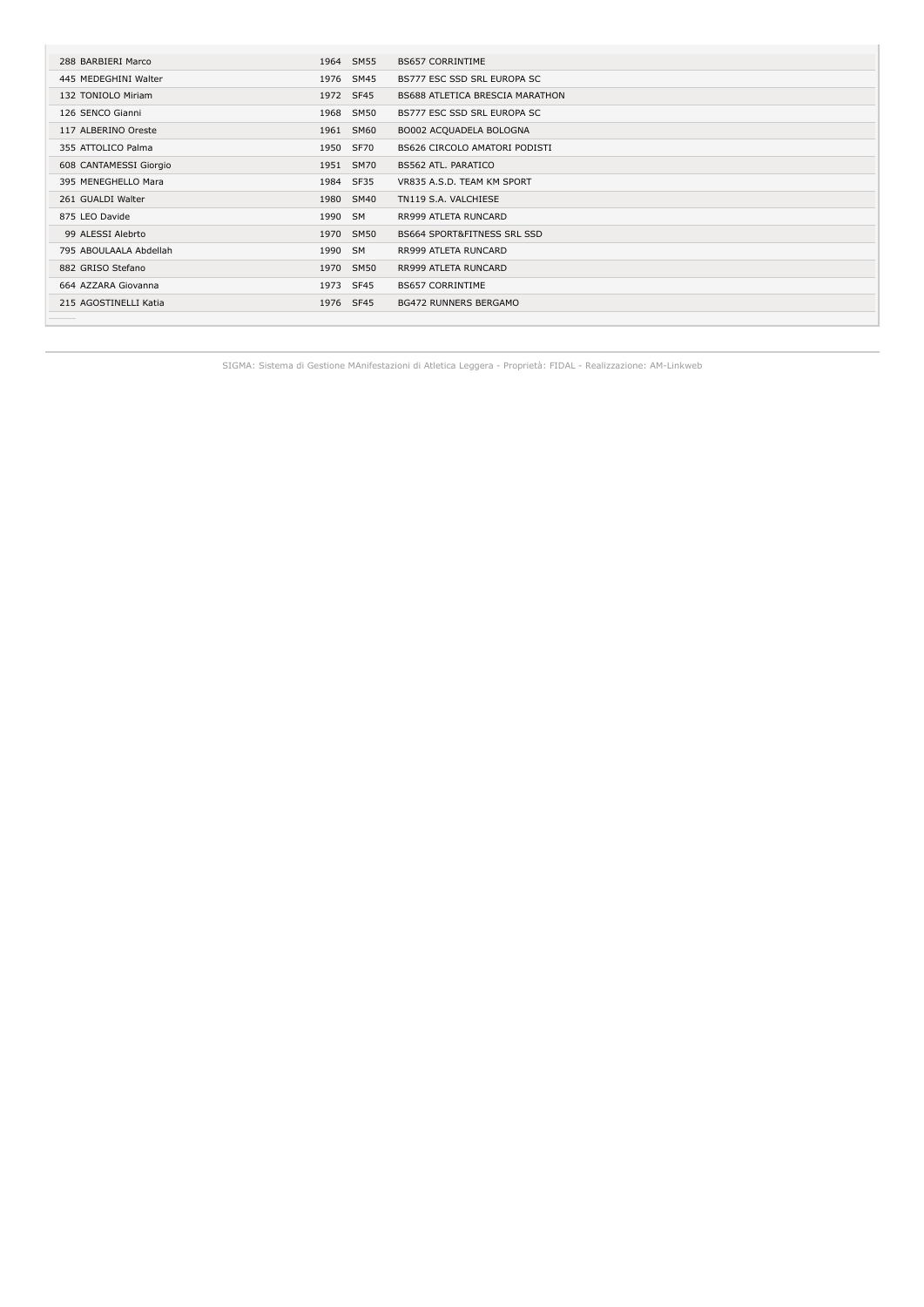| | | | | |
|---|---|---|---|---|
| 288 | BARBIERI Marco | 1964 | SM55 | BS657 CORRINTIME |
| 445 | MEDEGHINI Walter | 1976 | SM45 | BS777 ESC SSD SRL EUROPA SC |
| 132 | TONIOLO Miriam | 1972 | SF45 | BS688 ATLETICA BRESCIA MARATHON |
| 126 | SENCO Gianni | 1968 | SM50 | BS777 ESC SSD SRL EUROPA SC |
| 117 | ALBERINO Oreste | 1961 | SM60 | BO002 ACQUADELA BOLOGNA |
| 355 | ATTOLICO Palma | 1950 | SF70 | BS626 CIRCOLO AMATORI PODISTI |
| 608 | CANTAMESSI Giorgio | 1951 | SM70 | BS562 ATL. PARATICO |
| 395 | MENEGHELLO Mara | 1984 | SF35 | VR835 A.S.D. TEAM KM SPORT |
| 261 | GUALDI Walter | 1980 | SM40 | TN119 S.A. VALCHIESE |
| 875 | LEO Davide | 1990 | SM | RR999 ATLETA RUNCARD |
| 99 | ALESSI Alebrto | 1970 | SM50 | BS664 SPORT&FITNESS SRL SSD |
| 795 | ABOULAALA Abdellah | 1990 | SM | RR999 ATLETA RUNCARD |
| 882 | GRISO Stefano | 1970 | SM50 | RR999 ATLETA RUNCARD |
| 664 | AZZARA Giovanna | 1973 | SF45 | BS657 CORRINTIME |
| 215 | AGOSTINELLI Katia | 1976 | SF45 | BG472 RUNNERS BERGAMO |

SIGMA: Sistema di Gestione MAnifestazioni di Atletica Leggera - Proprietà: FIDAL - Realizzazione: AM-Linkweb